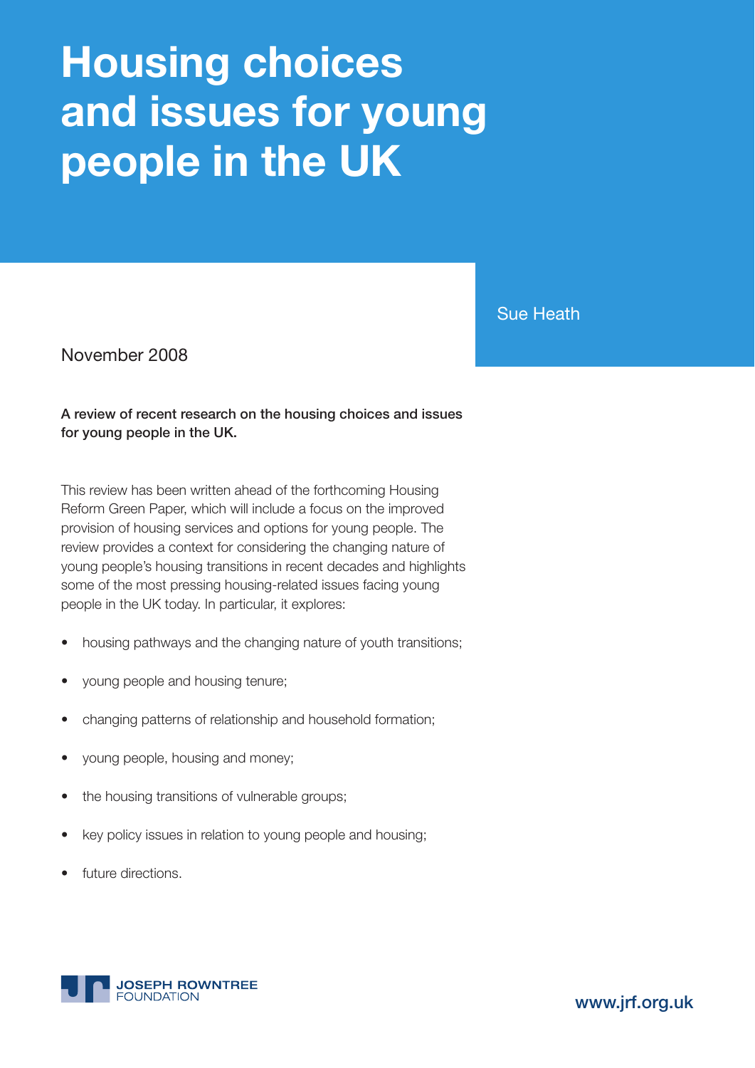# Housing choices and issues for young people in the UK

Sue Heath

November 2008

**A review of recent research on the housing choices and issues for young people in the UK.**

This review has been written ahead of the forthcoming Housing Reform Green Paper, which will include a focus on the improved provision of housing services and options for young people. The review provides a context for considering the changing nature of young people's housing transitions in recent decades and highlights some of the most pressing housing-related issues facing young people in the UK today. In particular, it explores:

- housing pathways and the changing nature of youth transitions;
- young people and housing tenure;
- changing patterns of relationship and household formation;
- young people, housing and money;
- the housing transitions of vulnerable groups;
- key policy issues in relation to young people and housing;
- future directions.

JOSEPH ROWNTREE FOUNDATION

www.jrf.org.uk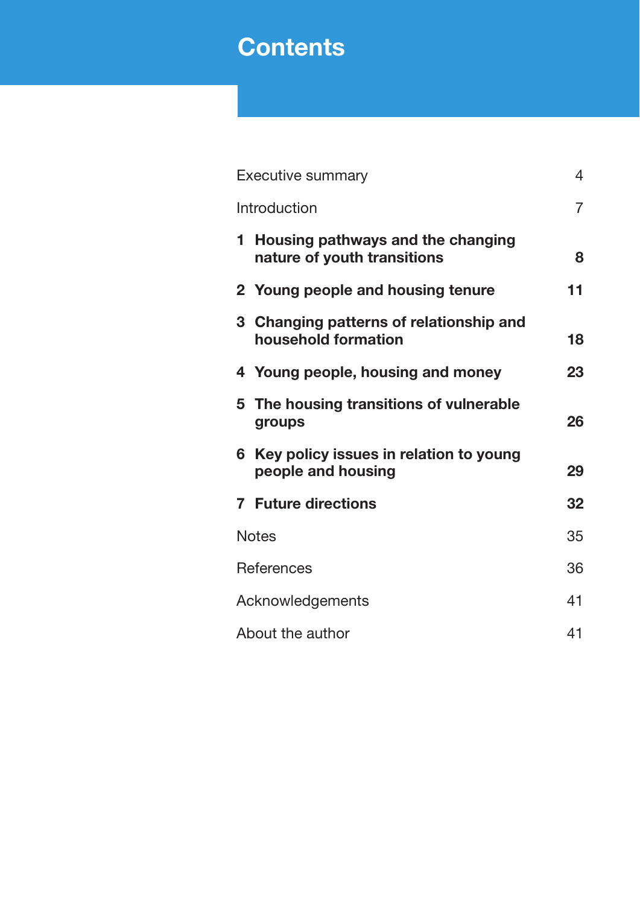# Contents

| | |
|---|---|
| Executive summary | 4 |
| Introduction | 7 |
| **1 Housing pathways and the changing nature of youth transitions** | **8** |
| **2 Young people and housing tenure** | **11** |
| **3 Changing patterns of relationship and household formation** | **18** |
| **4 Young people, housing and money** | **23** |
| **5 The housing transitions of vulnerable groups** | **26** |
| **6 Key policy issues in relation to young people and housing** | **29** |
| **7 Future directions** | **32** |
| Notes | 35 |
| References | 36 |
| Acknowledgements | 41 |
| About the author | 41 |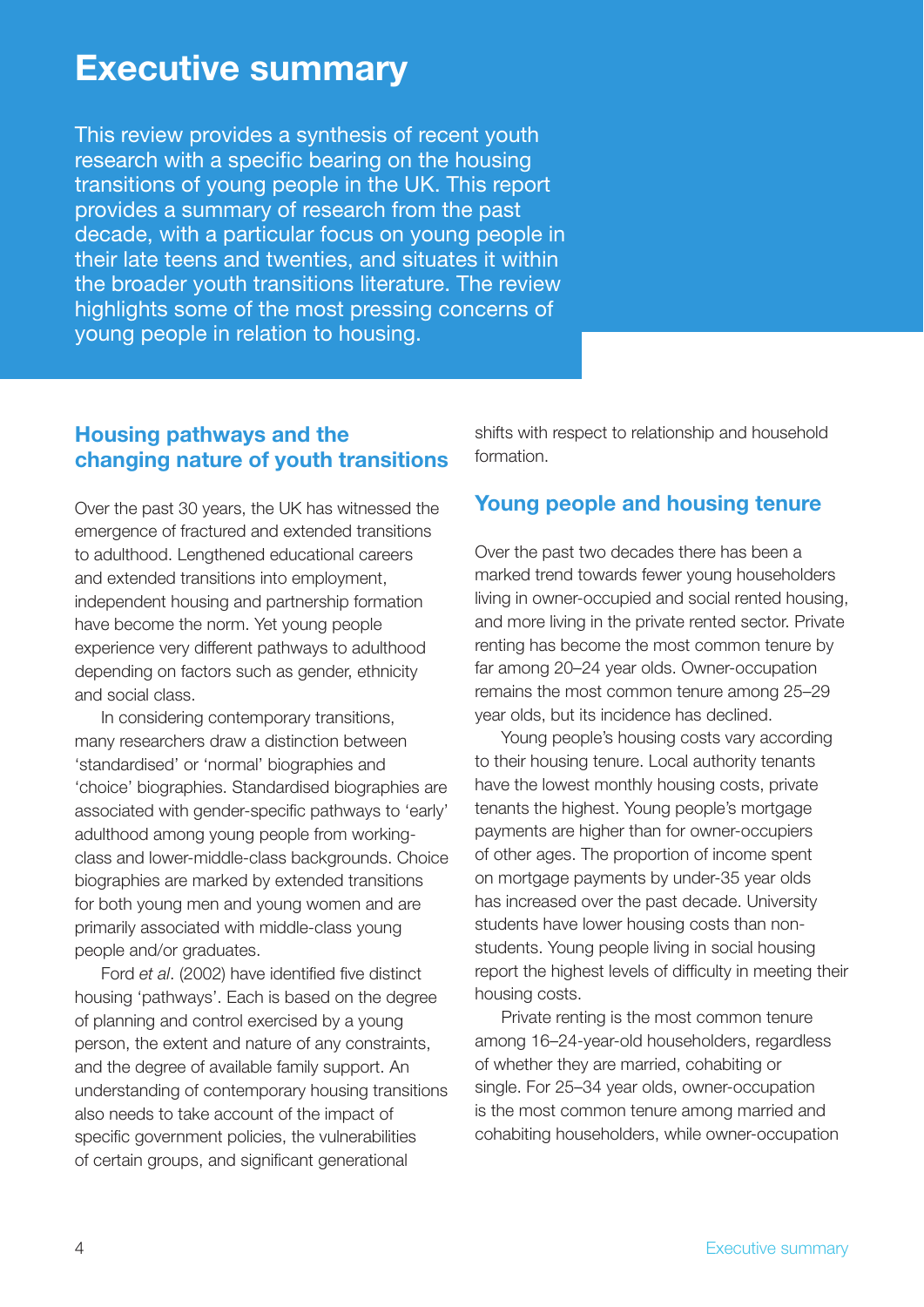# Executive summary

This review provides a synthesis of recent youth research with a specific bearing on the housing transitions of young people in the UK. This report provides a summary of research from the past decade, with a particular focus on young people in their late teens and twenties, and situates it within the broader youth transitions literature. The review highlights some of the most pressing concerns of young people in relation to housing.

## Housing pathways and the changing nature of youth transitions

Over the past 30 years, the UK has witnessed the emergence of fractured and extended transitions to adulthood. Lengthened educational careers and extended transitions into employment, independent housing and partnership formation have become the norm. Yet young people experience very different pathways to adulthood depending on factors such as gender, ethnicity and social class.

In considering contemporary transitions, many researchers draw a distinction between 'standardised' or 'normal' biographies and 'choice' biographies. Standardised biographies are associated with gender-specific pathways to 'early' adulthood among young people from working-class and lower-middle-class backgrounds. Choice biographies are marked by extended transitions for both young men and young women and are primarily associated with middle-class young people and/or graduates.

Ford *et al*. (2002) have identified five distinct housing 'pathways'. Each is based on the degree of planning and control exercised by a young person, the extent and nature of any constraints, and the degree of available family support. An understanding of contemporary housing transitions also needs to take account of the impact of specific government policies, the vulnerabilities of certain groups, and significant generational shifts with respect to relationship and household formation.

## Young people and housing tenure

Over the past two decades there has been a marked trend towards fewer young householders living in owner-occupied and social rented housing, and more living in the private rented sector. Private renting has become the most common tenure by far among 20–24 year olds. Owner-occupation remains the most common tenure among 25–29 year olds, but its incidence has declined.

Young people's housing costs vary according to their housing tenure. Local authority tenants have the lowest monthly housing costs, private tenants the highest. Young people's mortgage payments are higher than for owner-occupiers of other ages. The proportion of income spent on mortgage payments by under-35 year olds has increased over the past decade. University students have lower housing costs than non-students. Young people living in social housing report the highest levels of difficulty in meeting their housing costs.

Private renting is the most common tenure among 16–24-year-old householders, regardless of whether they are married, cohabiting or single. For 25–34 year olds, owner-occupation is the most common tenure among married and cohabiting householders, while owner-occupation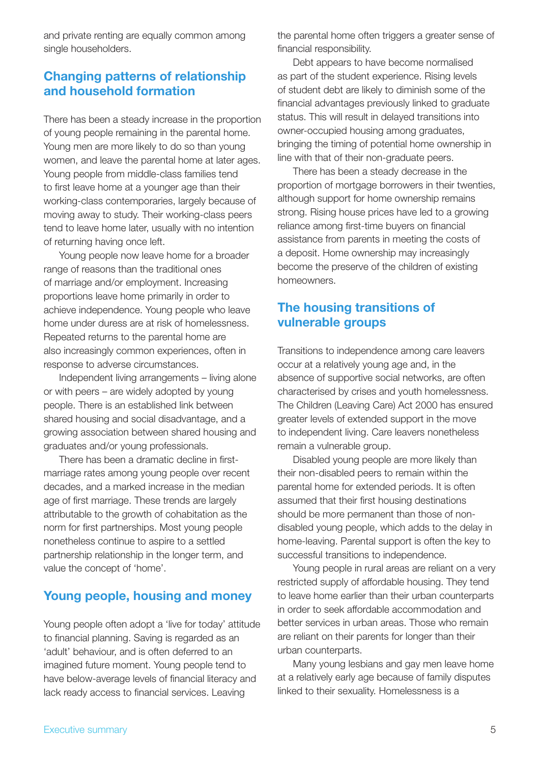and private renting are equally common among single householders.

## Changing patterns of relationship and household formation

There has been a steady increase in the proportion of young people remaining in the parental home. Young men are more likely to do so than young women, and leave the parental home at later ages. Young people from middle-class families tend to first leave home at a younger age than their working-class contemporaries, largely because of moving away to study. Their working-class peers tend to leave home later, usually with no intention of returning having once left.

Young people now leave home for a broader range of reasons than the traditional ones of marriage and/or employment. Increasing proportions leave home primarily in order to achieve independence. Young people who leave home under duress are at risk of homelessness. Repeated returns to the parental home are also increasingly common experiences, often in response to adverse circumstances.

Independent living arrangements – living alone or with peers – are widely adopted by young people. There is an established link between shared housing and social disadvantage, and a growing association between shared housing and graduates and/or young professionals.

There has been a dramatic decline in first-marriage rates among young people over recent decades, and a marked increase in the median age of first marriage. These trends are largely attributable to the growth of cohabitation as the norm for first partnerships. Most young people nonetheless continue to aspire to a settled partnership relationship in the longer term, and value the concept of 'home'.

## Young people, housing and money

Young people often adopt a 'live for today' attitude to financial planning. Saving is regarded as an 'adult' behaviour, and is often deferred to an imagined future moment. Young people tend to have below-average levels of financial literacy and lack ready access to financial services. Leaving the parental home often triggers a greater sense of financial responsibility.

Debt appears to have become normalised as part of the student experience. Rising levels of student debt are likely to diminish some of the financial advantages previously linked to graduate status. This will result in delayed transitions into owner-occupied housing among graduates, bringing the timing of potential home ownership in line with that of their non-graduate peers.

There has been a steady decrease in the proportion of mortgage borrowers in their twenties, although support for home ownership remains strong. Rising house prices have led to a growing reliance among first-time buyers on financial assistance from parents in meeting the costs of a deposit. Home ownership may increasingly become the preserve of the children of existing homeowners.

## The housing transitions of vulnerable groups

Transitions to independence among care leavers occur at a relatively young age and, in the absence of supportive social networks, are often characterised by crises and youth homelessness. The Children (Leaving Care) Act 2000 has ensured greater levels of extended support in the move to independent living. Care leavers nonetheless remain a vulnerable group.

Disabled young people are more likely than their non-disabled peers to remain within the parental home for extended periods. It is often assumed that their first housing destinations should be more permanent than those of non-disabled young people, which adds to the delay in home-leaving. Parental support is often the key to successful transitions to independence.

Young people in rural areas are reliant on a very restricted supply of affordable housing. They tend to leave home earlier than their urban counterparts in order to seek affordable accommodation and better services in urban areas. Those who remain are reliant on their parents for longer than their urban counterparts.

Many young lesbians and gay men leave home at a relatively early age because of family disputes linked to their sexuality. Homelessness is a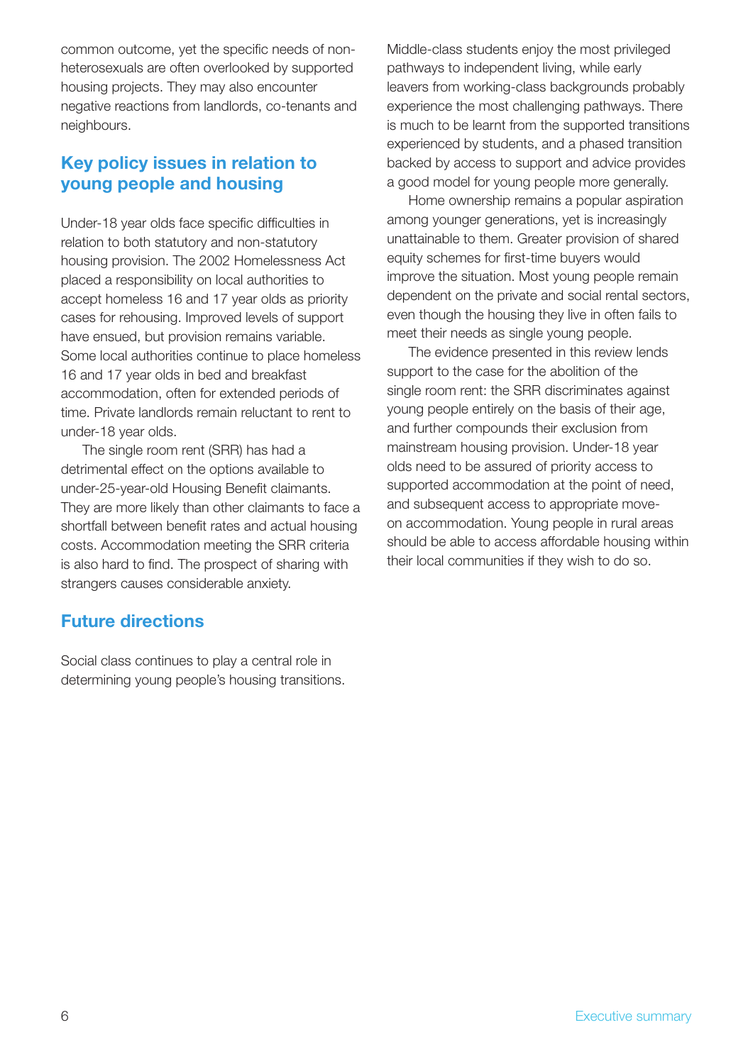common outcome, yet the specific needs of non-heterosexuals are often overlooked by supported housing projects. They may also encounter negative reactions from landlords, co-tenants and neighbours.

## Key policy issues in relation to young people and housing

Under-18 year olds face specific difficulties in relation to both statutory and non-statutory housing provision. The 2002 Homelessness Act placed a responsibility on local authorities to accept homeless 16 and 17 year olds as priority cases for rehousing. Improved levels of support have ensued, but provision remains variable. Some local authorities continue to place homeless 16 and 17 year olds in bed and breakfast accommodation, often for extended periods of time. Private landlords remain reluctant to rent to under-18 year olds.

The single room rent (SRR) has had a detrimental effect on the options available to under-25-year-old Housing Benefit claimants. They are more likely than other claimants to face a shortfall between benefit rates and actual housing costs. Accommodation meeting the SRR criteria is also hard to find. The prospect of sharing with strangers causes considerable anxiety.

## Future directions

Social class continues to play a central role in determining young people's housing transitions. Middle-class students enjoy the most privileged pathways to independent living, while early leavers from working-class backgrounds probably experience the most challenging pathways. There is much to be learnt from the supported transitions experienced by students, and a phased transition backed by access to support and advice provides a good model for young people more generally.

Home ownership remains a popular aspiration among younger generations, yet is increasingly unattainable to them. Greater provision of shared equity schemes for first-time buyers would improve the situation. Most young people remain dependent on the private and social rental sectors, even though the housing they live in often fails to meet their needs as single young people.

The evidence presented in this review lends support to the case for the abolition of the single room rent: the SRR discriminates against young people entirely on the basis of their age, and further compounds their exclusion from mainstream housing provision. Under-18 year olds need to be assured of priority access to supported accommodation at the point of need, and subsequent access to appropriate move-on accommodation. Young people in rural areas should be able to access affordable housing within their local communities if they wish to do so.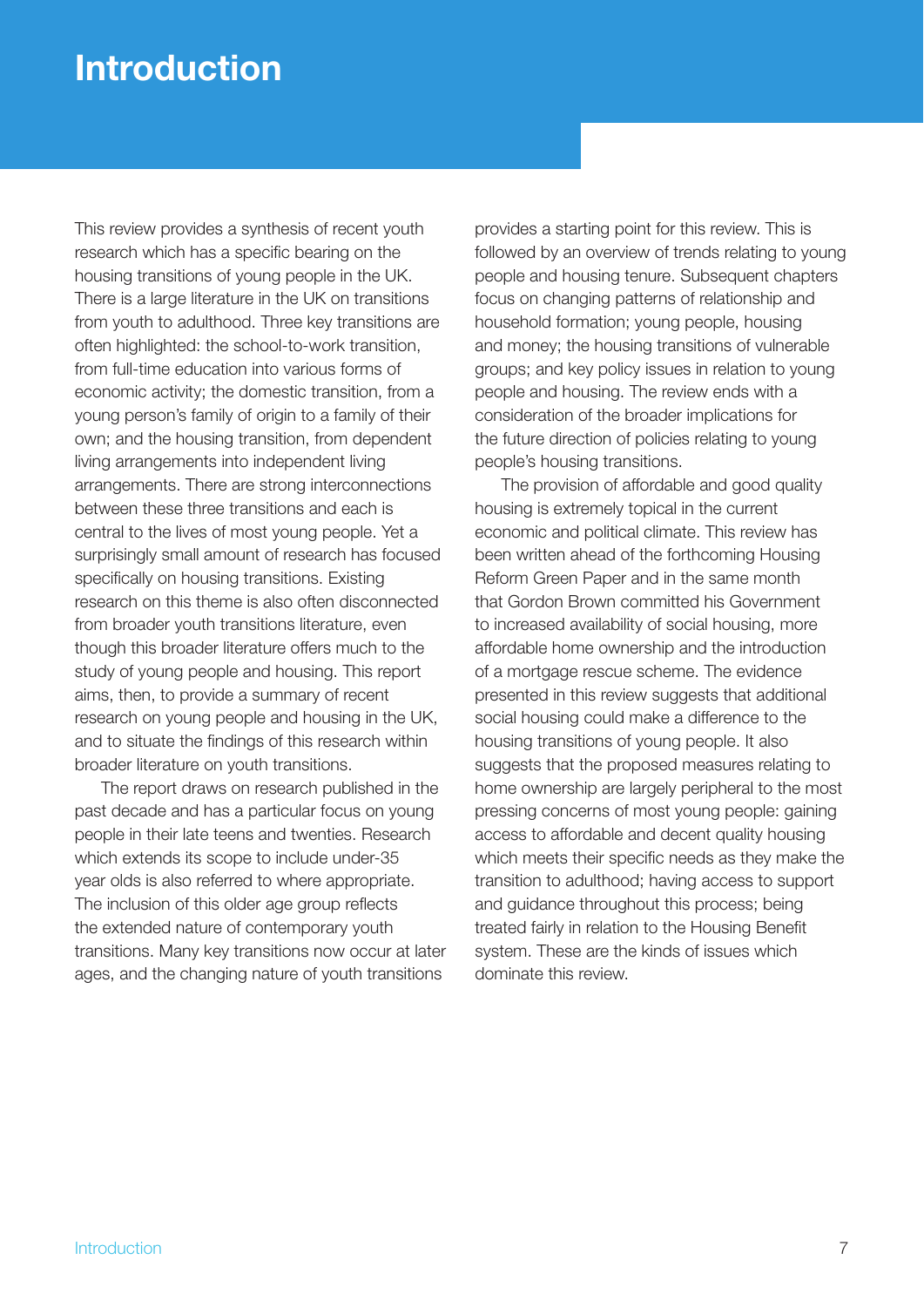# Introduction

This review provides a synthesis of recent youth research which has a specific bearing on the housing transitions of young people in the UK. There is a large literature in the UK on transitions from youth to adulthood. Three key transitions are often highlighted: the school-to-work transition, from full-time education into various forms of economic activity; the domestic transition, from a young person's family of origin to a family of their own; and the housing transition, from dependent living arrangements into independent living arrangements. There are strong interconnections between these three transitions and each is central to the lives of most young people. Yet a surprisingly small amount of research has focused specifically on housing transitions. Existing research on this theme is also often disconnected from broader youth transitions literature, even though this broader literature offers much to the study of young people and housing. This report aims, then, to provide a summary of recent research on young people and housing in the UK, and to situate the findings of this research within broader literature on youth transitions.

The report draws on research published in the past decade and has a particular focus on young people in their late teens and twenties. Research which extends its scope to include under-35 year olds is also referred to where appropriate. The inclusion of this older age group reflects the extended nature of contemporary youth transitions. Many key transitions now occur at later ages, and the changing nature of youth transitions provides a starting point for this review. This is followed by an overview of trends relating to young people and housing tenure. Subsequent chapters focus on changing patterns of relationship and household formation; young people, housing and money; the housing transitions of vulnerable groups; and key policy issues in relation to young people and housing. The review ends with a consideration of the broader implications for the future direction of policies relating to young people's housing transitions.

The provision of affordable and good quality housing is extremely topical in the current economic and political climate. This review has been written ahead of the forthcoming Housing Reform Green Paper and in the same month that Gordon Brown committed his Government to increased availability of social housing, more affordable home ownership and the introduction of a mortgage rescue scheme. The evidence presented in this review suggests that additional social housing could make a difference to the housing transitions of young people. It also suggests that the proposed measures relating to home ownership are largely peripheral to the most pressing concerns of most young people: gaining access to affordable and decent quality housing which meets their specific needs as they make the transition to adulthood; having access to support and guidance throughout this process; being treated fairly in relation to the Housing Benefit system. These are the kinds of issues which dominate this review.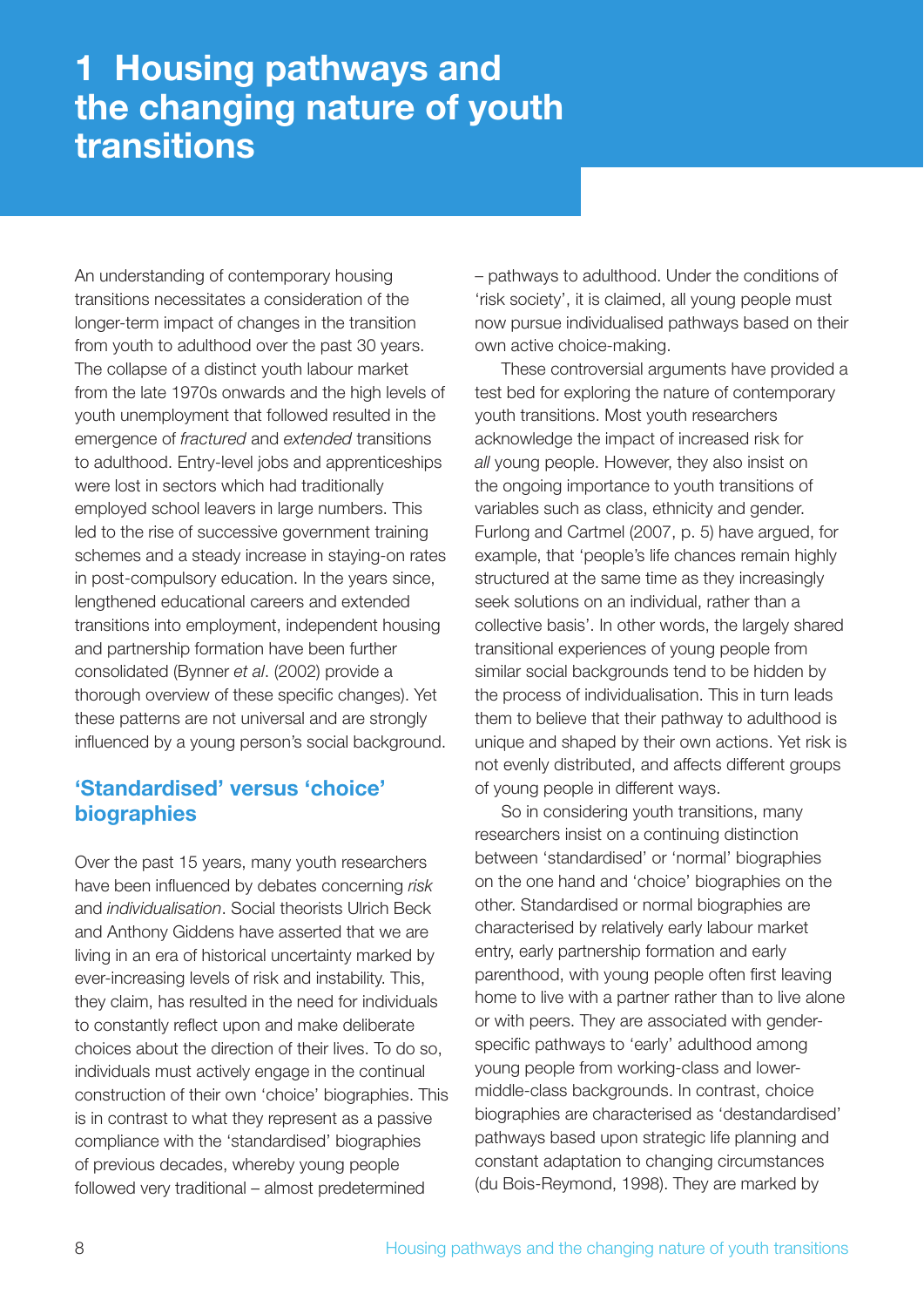# 1 Housing pathways and the changing nature of youth transitions

An understanding of contemporary housing transitions necessitates a consideration of the longer-term impact of changes in the transition from youth to adulthood over the past 30 years. The collapse of a distinct youth labour market from the late 1970s onwards and the high levels of youth unemployment that followed resulted in the emergence of *fractured* and *extended* transitions to adulthood. Entry-level jobs and apprenticeships were lost in sectors which had traditionally employed school leavers in large numbers. This led to the rise of successive government training schemes and a steady increase in staying-on rates in post-compulsory education. In the years since, lengthened educational careers and extended transitions into employment, independent housing and partnership formation have been further consolidated (Bynner *et al*. (2002) provide a thorough overview of these specific changes). Yet these patterns are not universal and are strongly influenced by a young person's social background.

## 'Standardised' versus 'choice' biographies

Over the past 15 years, many youth researchers have been influenced by debates concerning *risk* and *individualisation*. Social theorists Ulrich Beck and Anthony Giddens have asserted that we are living in an era of historical uncertainty marked by ever-increasing levels of risk and instability. This, they claim, has resulted in the need for individuals to constantly reflect upon and make deliberate choices about the direction of their lives. To do so, individuals must actively engage in the continual construction of their own 'choice' biographies. This is in contrast to what they represent as a passive compliance with the 'standardised' biographies of previous decades, whereby young people followed very traditional – almost predetermined – pathways to adulthood. Under the conditions of 'risk society', it is claimed, all young people must now pursue individualised pathways based on their own active choice-making.

These controversial arguments have provided a test bed for exploring the nature of contemporary youth transitions. Most youth researchers acknowledge the impact of increased risk for *all* young people. However, they also insist on the ongoing importance to youth transitions of variables such as class, ethnicity and gender. Furlong and Cartmel (2007, p. 5) have argued, for example, that 'people's life chances remain highly structured at the same time as they increasingly seek solutions on an individual, rather than a collective basis'. In other words, the largely shared transitional experiences of young people from similar social backgrounds tend to be hidden by the process of individualisation. This in turn leads them to believe that their pathway to adulthood is unique and shaped by their own actions. Yet risk is not evenly distributed, and affects different groups of young people in different ways.

So in considering youth transitions, many researchers insist on a continuing distinction between 'standardised' or 'normal' biographies on the one hand and 'choice' biographies on the other. Standardised or normal biographies are characterised by relatively early labour market entry, early partnership formation and early parenthood, with young people often first leaving home to live with a partner rather than to live alone or with peers. They are associated with gender-specific pathways to 'early' adulthood among young people from working-class and lower-middle-class backgrounds. In contrast, choice biographies are characterised as 'destandardised' pathways based upon strategic life planning and constant adaptation to changing circumstances (du Bois-Reymond, 1998). They are marked by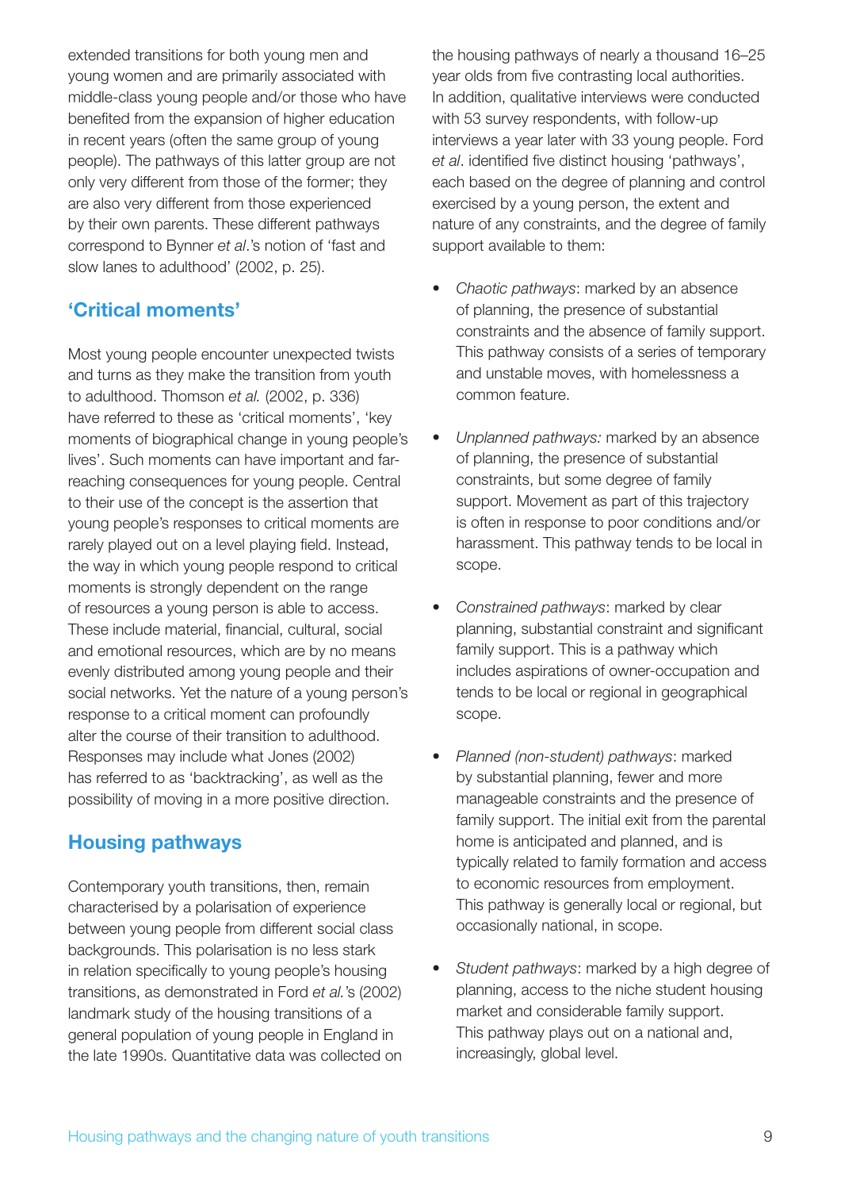extended transitions for both young men and young women and are primarily associated with middle-class young people and/or those who have benefited from the expansion of higher education in recent years (often the same group of young people). The pathways of this latter group are not only very different from those of the former; they are also very different from those experienced by their own parents. These different pathways correspond to Bynner *et al*.'s notion of 'fast and slow lanes to adulthood' (2002, p. 25).

## 'Critical moments'

Most young people encounter unexpected twists and turns as they make the transition from youth to adulthood. Thomson *et al.* (2002, p. 336) have referred to these as 'critical moments', 'key moments of biographical change in young people's lives'. Such moments can have important and far-reaching consequences for young people. Central to their use of the concept is the assertion that young people's responses to critical moments are rarely played out on a level playing field. Instead, the way in which young people respond to critical moments is strongly dependent on the range of resources a young person is able to access. These include material, financial, cultural, social and emotional resources, which are by no means evenly distributed among young people and their social networks. Yet the nature of a young person's response to a critical moment can profoundly alter the course of their transition to adulthood. Responses may include what Jones (2002) has referred to as 'backtracking', as well as the possibility of moving in a more positive direction.

## Housing pathways

Contemporary youth transitions, then, remain characterised by a polarisation of experience between young people from different social class backgrounds. This polarisation is no less stark in relation specifically to young people's housing transitions, as demonstrated in Ford *et al.*'s (2002) landmark study of the housing transitions of a general population of young people in England in the late 1990s. Quantitative data was collected on the housing pathways of nearly a thousand 16–25 year olds from five contrasting local authorities. In addition, qualitative interviews were conducted with 53 survey respondents, with follow-up interviews a year later with 33 young people. Ford *et al*. identified five distinct housing 'pathways', each based on the degree of planning and control exercised by a young person, the extent and nature of any constraints, and the degree of family support available to them:

- *Chaotic pathways*: marked by an absence of planning, the presence of substantial constraints and the absence of family support. This pathway consists of a series of temporary and unstable moves, with homelessness a common feature.

- *Unplanned pathways:* marked by an absence of planning, the presence of substantial constraints, but some degree of family support. Movement as part of this trajectory is often in response to poor conditions and/or harassment. This pathway tends to be local in scope.

- *Constrained pathways*: marked by clear planning, substantial constraint and significant family support. This is a pathway which includes aspirations of owner-occupation and tends to be local or regional in geographical scope.

- *Planned (non-student) pathways*: marked by substantial planning, fewer and more manageable constraints and the presence of family support. The initial exit from the parental home is anticipated and planned, and is typically related to family formation and access to economic resources from employment. This pathway is generally local or regional, but occasionally national, in scope.

- *Student pathways*: marked by a high degree of planning, access to the niche student housing market and considerable family support. This pathway plays out on a national and, increasingly, global level.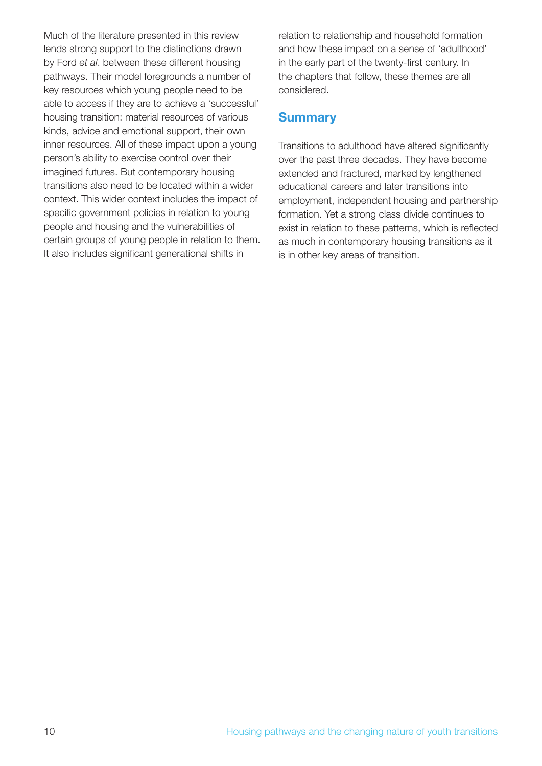Much of the literature presented in this review lends strong support to the distinctions drawn by Ford *et al*. between these different housing pathways. Their model foregrounds a number of key resources which young people need to be able to access if they are to achieve a 'successful' housing transition: material resources of various kinds, advice and emotional support, their own inner resources. All of these impact upon a young person's ability to exercise control over their imagined futures. But contemporary housing transitions also need to be located within a wider context. This wider context includes the impact of specific government policies in relation to young people and housing and the vulnerabilities of certain groups of young people in relation to them. It also includes significant generational shifts in relation to relationship and household formation and how these impact on a sense of 'adulthood' in the early part of the twenty-first century. In the chapters that follow, these themes are all considered.

## Summary

Transitions to adulthood have altered significantly over the past three decades. They have become extended and fractured, marked by lengthened educational careers and later transitions into employment, independent housing and partnership formation. Yet a strong class divide continues to exist in relation to these patterns, which is reflected as much in contemporary housing transitions as it is in other key areas of transition.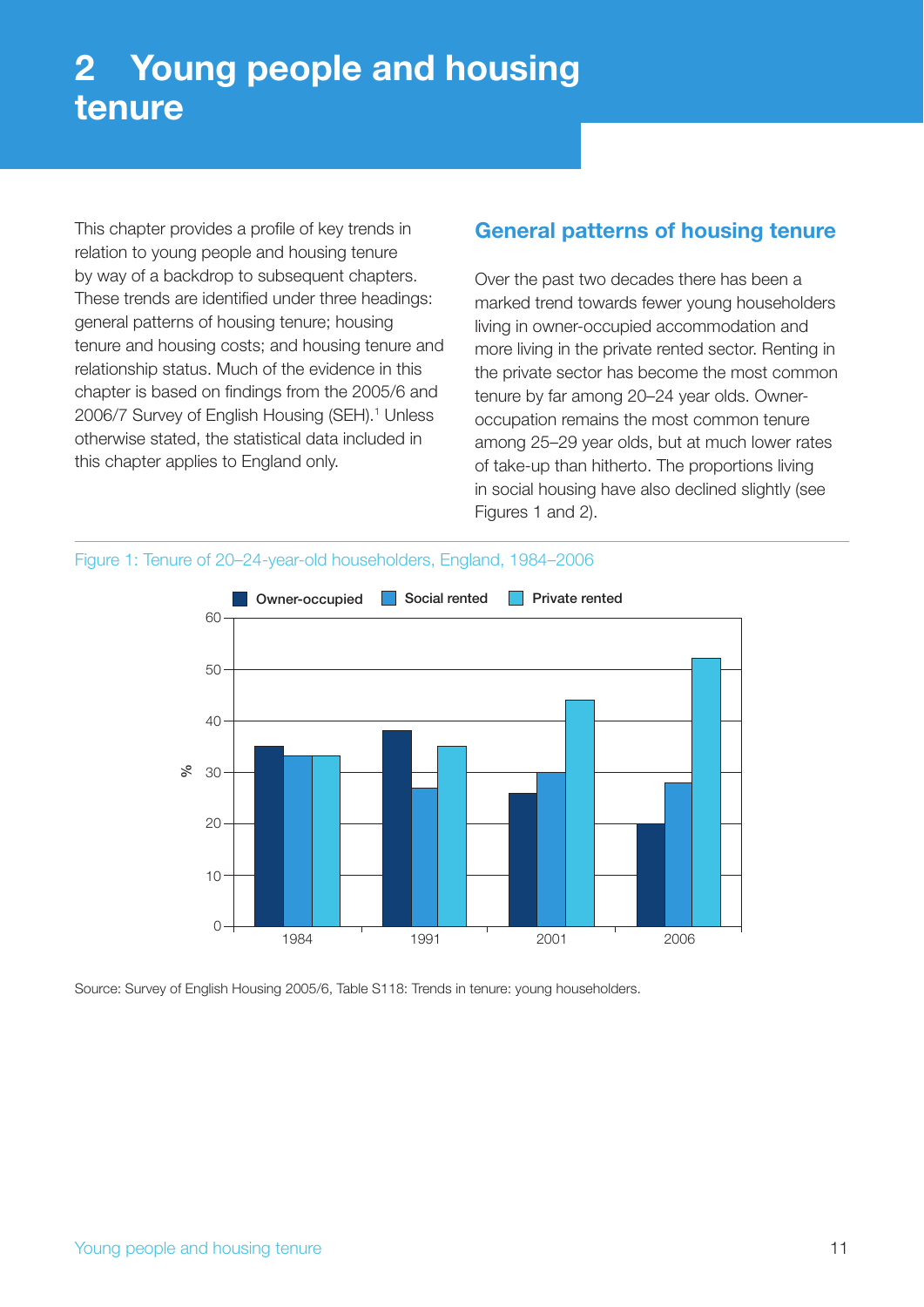# 2 Young people and housing tenure

This chapter provides a profile of key trends in relation to young people and housing tenure by way of a backdrop to subsequent chapters. These trends are identified under three headings: general patterns of housing tenure; housing tenure and housing costs; and housing tenure and relationship status. Much of the evidence in this chapter is based on findings from the 2005/6 and 2006/7 Survey of English Housing (SEH).[1] Unless otherwise stated, the statistical data included in this chapter applies to England only.

## General patterns of housing tenure

Over the past two decades there has been a marked trend towards fewer young householders living in owner-occupied accommodation and more living in the private rented sector. Renting in the private sector has become the most common tenure by far among 20–24 year olds. Owner-occupation remains the most common tenure among 25–29 year olds, but at much lower rates of take-up than hitherto. The proportions living in social housing have also declined slightly (see Figures 1 and 2).

Figure 1: Tenure of 20–24-year-old householders, England, 1984–2006

| Year | Owner-occupied (%) | Social rented (%) | Private rented (%) |
|---|---|---|---|
| 1984 | 35 | 33 | 33 |
| 1991 | 38 | 27 | 35 |
| 2001 | 26 | 30 | 44 |
| 2006 | 20 | 28 | 52 |

Source: Survey of English Housing 2005/6, Table S118: Trends in tenure: young householders.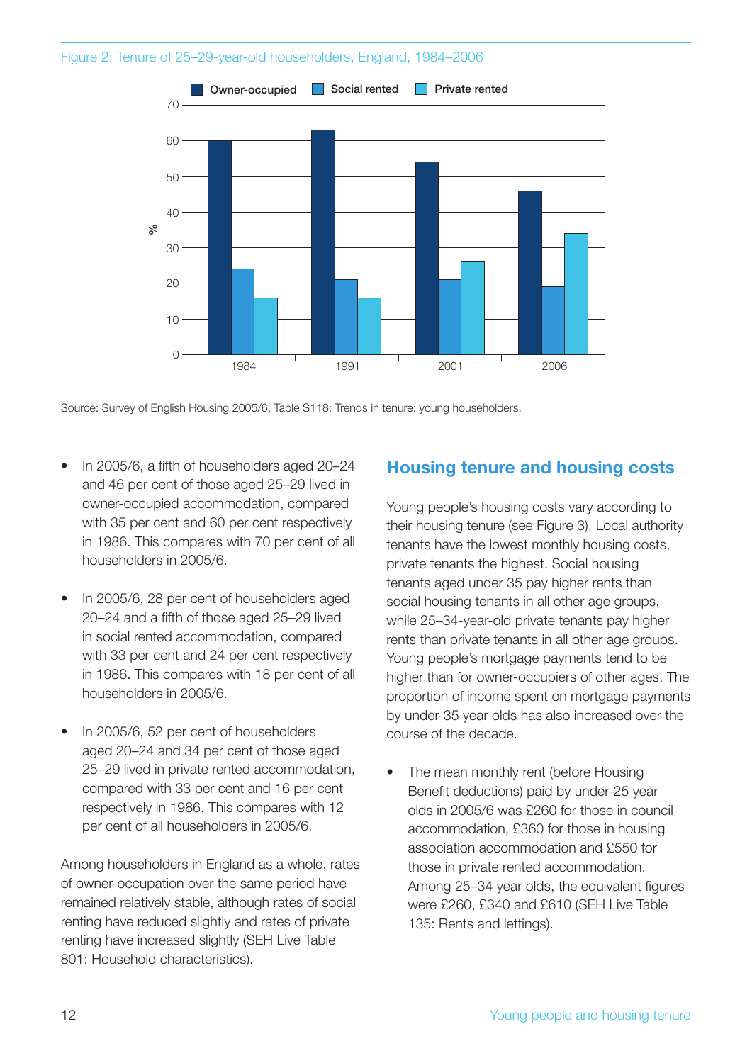Figure 2: Tenure of 25–29-year-old householders, England, 1984–2006

| Year | Owner-occupied | Social rented | Private rented |
|---|---|---|---|
| 1984 | 60 | 24 | 16 |
| 1991 | 63 | 21 | 16 |
| 2001 | 54 | 21 | 26 |
| 2006 | 46 | 19 | 34 |

Source: Survey of English Housing 2005/6, Table S118: Trends in tenure: young householders.

- In 2005/6, a fifth of householders aged 20–24 and 46 per cent of those aged 25–29 lived in owner-occupied accommodation, compared with 35 per cent and 60 per cent respectively in 1986. This compares with 70 per cent of all householders in 2005/6.
- In 2005/6, 28 per cent of householders aged 20–24 and a fifth of those aged 25–29 lived in social rented accommodation, compared with 33 per cent and 24 per cent respectively in 1986. This compares with 18 per cent of all householders in 2005/6.
- In 2005/6, 52 per cent of householders aged 20–24 and 34 per cent of those aged 25–29 lived in private rented accommodation, compared with 33 per cent and 16 per cent respectively in 1986. This compares with 12 per cent of all householders in 2005/6.

Among householders in England as a whole, rates of owner-occupation over the same period have remained relatively stable, although rates of social renting have reduced slightly and rates of private renting have increased slightly (SEH Live Table 801: Household characteristics).

## Housing tenure and housing costs

Young people's housing costs vary according to their housing tenure (see Figure 3). Local authority tenants have the lowest monthly housing costs, private tenants the highest. Social housing tenants aged under 35 pay higher rents than social housing tenants in all other age groups, while 25–34-year-old private tenants pay higher rents than private tenants in all other age groups. Young people's mortgage payments tend to be higher than for owner-occupiers of other ages. The proportion of income spent on mortgage payments by under-35 year olds has also increased over the course of the decade.

- The mean monthly rent (before Housing Benefit deductions) paid by under-25 year olds in 2005/6 was £260 for those in council accommodation, £360 for those in housing association accommodation and £550 for those in private rented accommodation. Among 25–34 year olds, the equivalent figures were £260, £340 and £610 (SEH Live Table 135: Rents and lettings).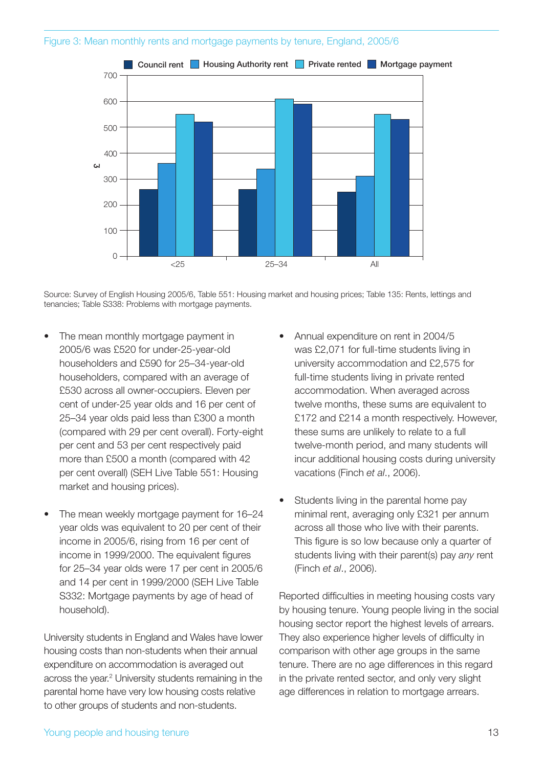Figure 3: Mean monthly rents and mortgage payments by tenure, England, 2005/6

Source: Survey of English Housing 2005/6, Table 551: Housing market and housing prices; Table 135: Rents, lettings and tenancies; Table S338: Problems with mortgage payments.

- The mean monthly mortgage payment in 2005/6 was £520 for under-25-year-old householders and £590 for 25–34-year-old householders, compared with an average of £530 across all owner-occupiers. Eleven per cent of under-25 year olds and 16 per cent of 25–34 year olds paid less than £300 a month (compared with 29 per cent overall). Forty-eight per cent and 53 per cent respectively paid more than £500 a month (compared with 42 per cent overall) (SEH Live Table 551: Housing market and housing prices).

- The mean weekly mortgage payment for 16–24 year olds was equivalent to 20 per cent of their income in 2005/6, rising from 16 per cent of income in 1999/2000. The equivalent figures for 25–34 year olds were 17 per cent in 2005/6 and 14 per cent in 1999/2000 (SEH Live Table S332: Mortgage payments by age of head of household).

University students in England and Wales have lower housing costs than non-students when their annual expenditure on accommodation is averaged out across the year.[2] University students remaining in the parental home have very low housing costs relative to other groups of students and non-students.

- Annual expenditure on rent in 2004/5 was £2,071 for full-time students living in university accommodation and £2,575 for full-time students living in private rented accommodation. When averaged across twelve months, these sums are equivalent to £172 and £214 a month respectively. However, these sums are unlikely to relate to a full twelve-month period, and many students will incur additional housing costs during university vacations (Finch *et al*., 2006).

- Students living in the parental home pay minimal rent, averaging only £321 per annum across all those who live with their parents. This figure is so low because only a quarter of students living with their parent(s) pay *any* rent (Finch *et al*., 2006).

Reported difficulties in meeting housing costs vary by housing tenure. Young people living in the social housing sector report the highest levels of arrears. They also experience higher levels of difficulty in comparison with other age groups in the same tenure. There are no age differences in this regard in the private rented sector, and only very slight age differences in relation to mortgage arrears.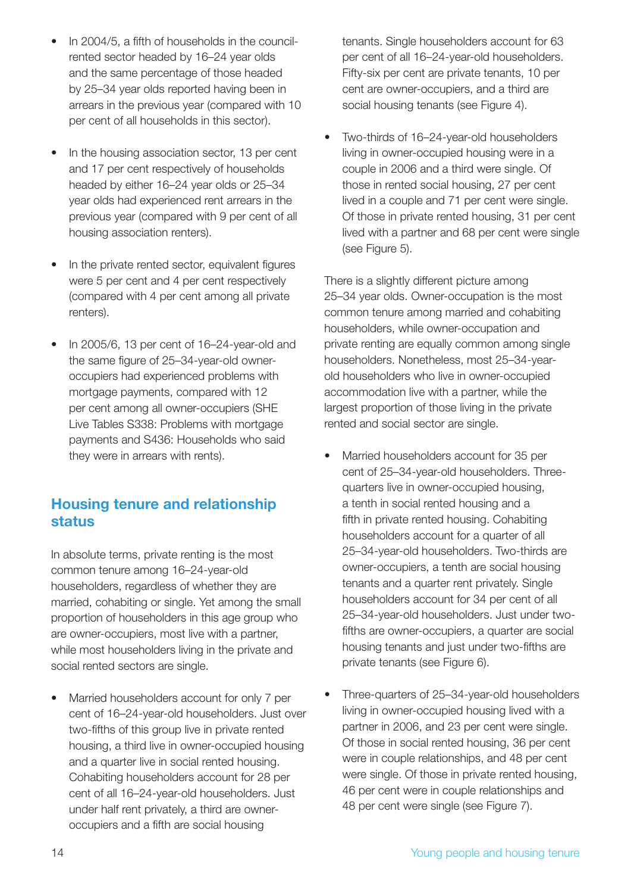- In 2004/5, a fifth of households in the council-rented sector headed by 16–24 year olds and the same percentage of those headed by 25–34 year olds reported having been in arrears in the previous year (compared with 10 per cent of all households in this sector).

- In the housing association sector, 13 per cent and 17 per cent respectively of households headed by either 16–24 year olds or 25–34 year olds had experienced rent arrears in the previous year (compared with 9 per cent of all housing association renters).

- In the private rented sector, equivalent figures were 5 per cent and 4 per cent respectively (compared with 4 per cent among all private renters).

- In 2005/6, 13 per cent of 16–24-year-old and the same figure of 25–34-year-old owner-occupiers had experienced problems with mortgage payments, compared with 12 per cent among all owner-occupiers (SHE Live Tables S338: Problems with mortgage payments and S436: Households who said they were in arrears with rents).

## Housing tenure and relationship status

In absolute terms, private renting is the most common tenure among 16–24-year-old householders, regardless of whether they are married, cohabiting or single. Yet among the small proportion of householders in this age group who are owner-occupiers, most live with a partner, while most householders living in the private and social rented sectors are single.

- Married householders account for only 7 per cent of 16–24-year-old householders. Just over two-fifths of this group live in private rented housing, a third live in owner-occupied housing and a quarter live in social rented housing. Cohabiting householders account for 28 per cent of all 16–24-year-old householders. Just under half rent privately, a third are owner-occupiers and a fifth are social housing tenants. Single householders account for 63 per cent of all 16–24-year-old householders. Fifty-six per cent are private tenants, 10 per cent are owner-occupiers, and a third are social housing tenants (see Figure 4).

- Two-thirds of 16–24-year-old householders living in owner-occupied housing were in a couple in 2006 and a third were single. Of those in rented social housing, 27 per cent lived in a couple and 71 per cent were single. Of those in private rented housing, 31 per cent lived with a partner and 68 per cent were single (see Figure 5).

There is a slightly different picture among 25–34 year olds. Owner-occupation is the most common tenure among married and cohabiting householders, while owner-occupation and private renting are equally common among single householders. Nonetheless, most 25–34-year-old householders who live in owner-occupied accommodation live with a partner, while the largest proportion of those living in the private rented and social sector are single.

- Married householders account for 35 per cent of 25–34-year-old householders. Three-quarters live in owner-occupied housing, a tenth in social rented housing and a fifth in private rented housing. Cohabiting householders account for a quarter of all 25–34-year-old householders. Two-thirds are owner-occupiers, a tenth are social housing tenants and a quarter rent privately. Single householders account for 34 per cent of all 25–34-year-old householders. Just under two-fifths are owner-occupiers, a quarter are social housing tenants and just under two-fifths are private tenants (see Figure 6).

- Three-quarters of 25–34-year-old householders living in owner-occupied housing lived with a partner in 2006, and 23 per cent were single. Of those in social rented housing, 36 per cent were in couple relationships, and 48 per cent were single. Of those in private rented housing, 46 per cent were in couple relationships and 48 per cent were single (see Figure 7).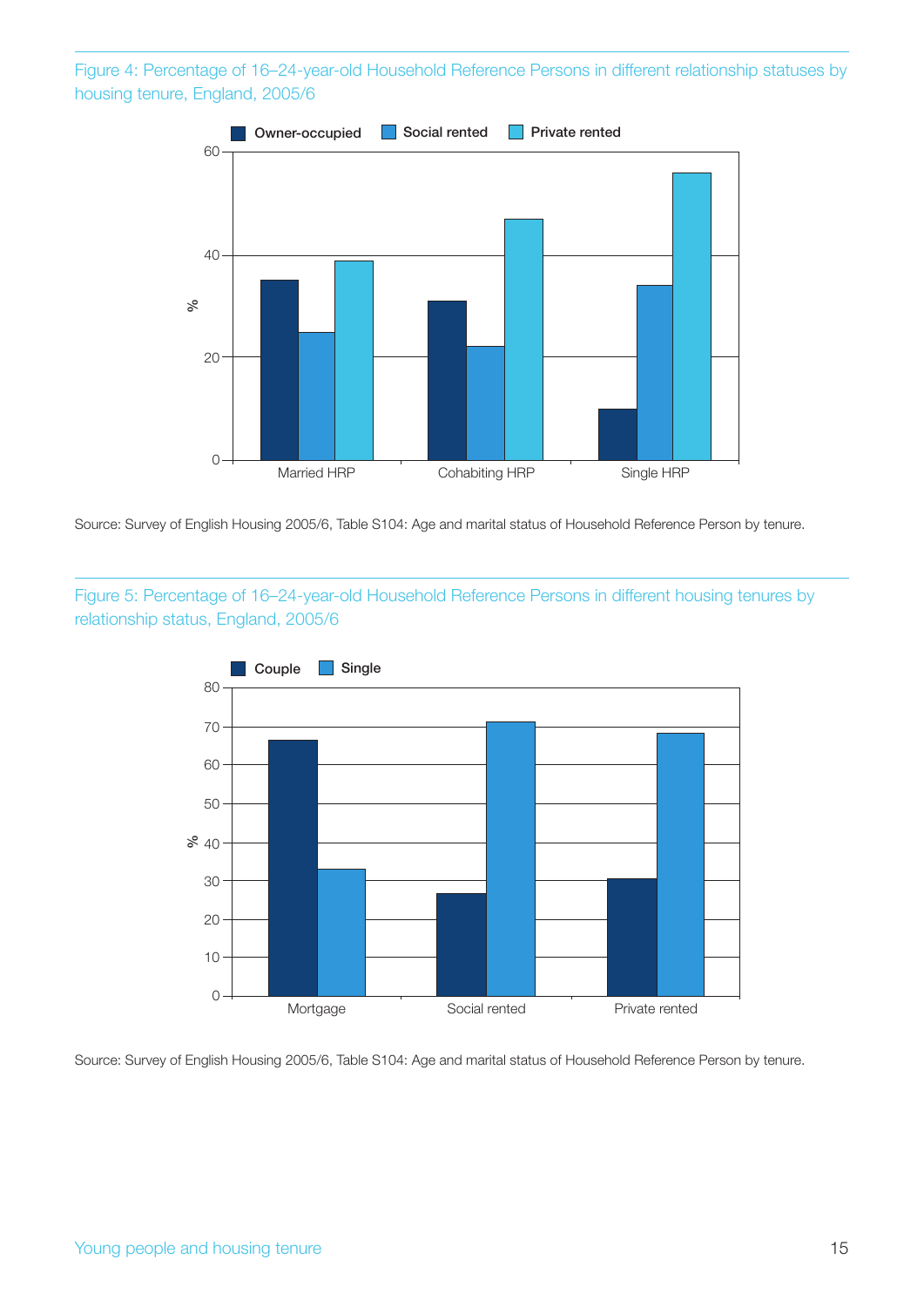Figure 4: Percentage of 16–24-year-old Household Reference Persons in different relationship statuses by housing tenure, England, 2005/6

Source: Survey of English Housing 2005/6, Table S104: Age and marital status of Household Reference Person by tenure.

Figure 5: Percentage of 16–24-year-old Household Reference Persons in different housing tenures by relationship status, England, 2005/6

Source: Survey of English Housing 2005/6, Table S104: Age and marital status of Household Reference Person by tenure.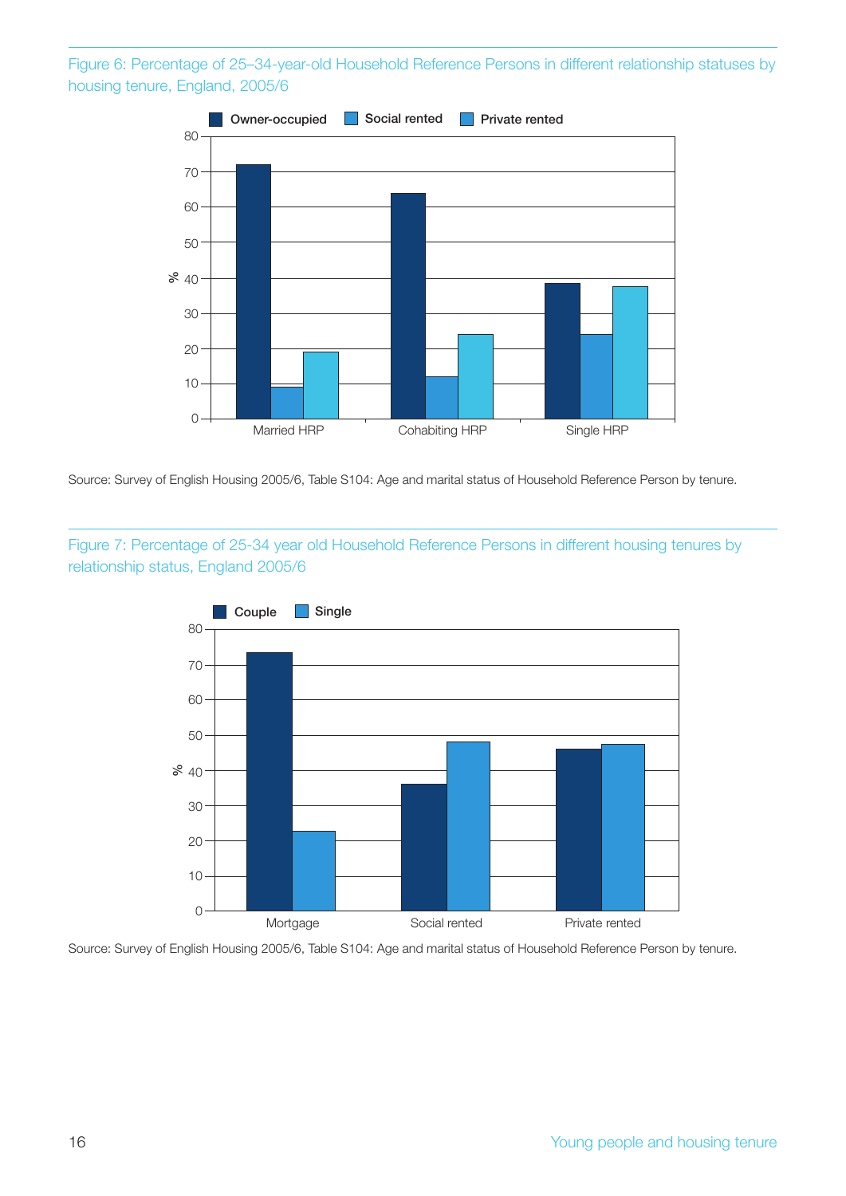Figure 6: Percentage of 25–34-year-old Household Reference Persons in different relationship statuses by housing tenure, England, 2005/6

Source: Survey of English Housing 2005/6, Table S104: Age and marital status of Household Reference Person by tenure.

Figure 7: Percentage of 25-34 year old Household Reference Persons in different housing tenures by relationship status, England 2005/6

Source: Survey of English Housing 2005/6, Table S104: Age and marital status of Household Reference Person by tenure.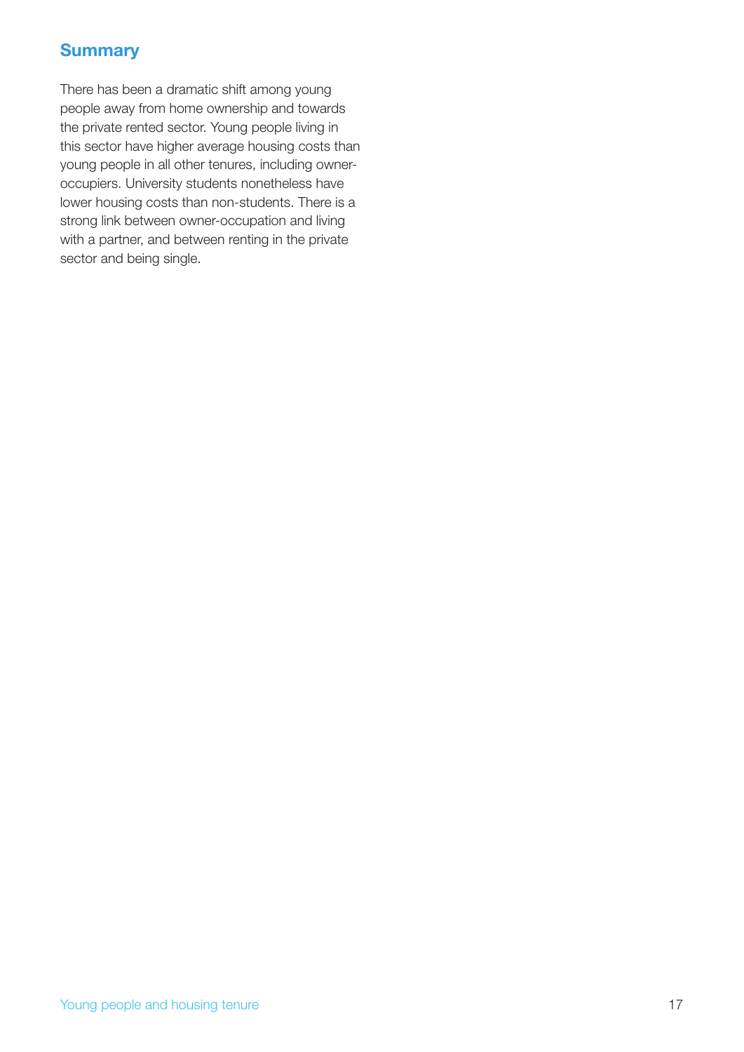## Summary

There has been a dramatic shift among young people away from home ownership and towards the private rented sector. Young people living in this sector have higher average housing costs than young people in all other tenures, including owner-occupiers. University students nonetheless have lower housing costs than non-students. There is a strong link between owner-occupation and living with a partner, and between renting in the private sector and being single.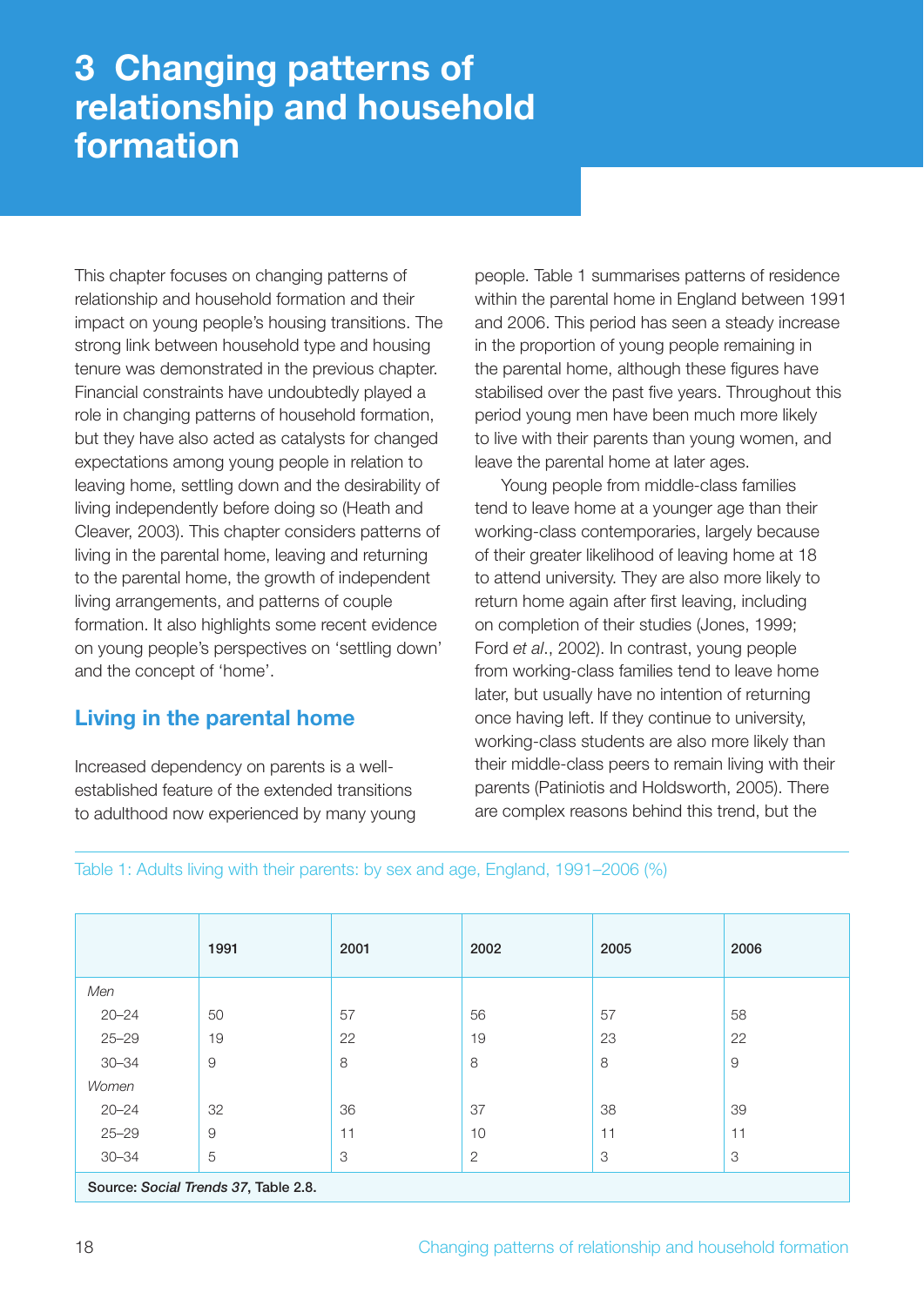# 3 Changing patterns of relationship and household formation

This chapter focuses on changing patterns of relationship and household formation and their impact on young people's housing transitions. The strong link between household type and housing tenure was demonstrated in the previous chapter. Financial constraints have undoubtedly played a role in changing patterns of household formation, but they have also acted as catalysts for changed expectations among young people in relation to leaving home, settling down and the desirability of living independently before doing so (Heath and Cleaver, 2003). This chapter considers patterns of living in the parental home, leaving and returning to the parental home, the growth of independent living arrangements, and patterns of couple formation. It also highlights some recent evidence on young people's perspectives on 'settling down' and the concept of 'home'.

## Living in the parental home

Increased dependency on parents is a well-established feature of the extended transitions to adulthood now experienced by many young people. Table 1 summarises patterns of residence within the parental home in England between 1991 and 2006. This period has seen a steady increase in the proportion of young people remaining in the parental home, although these figures have stabilised over the past five years. Throughout this period young men have been much more likely to live with their parents than young women, and leave the parental home at later ages.

Young people from middle-class families tend to leave home at a younger age than their working-class contemporaries, largely because of their greater likelihood of leaving home at 18 to attend university. They are also more likely to return home again after first leaving, including on completion of their studies (Jones, 1999; Ford *et al*., 2002). In contrast, young people from working-class families tend to leave home later, but usually have no intention of returning once having left. If they continue to university, working-class students are also more likely than their middle-class peers to remain living with their parents (Patiniotis and Holdsworth, 2005). There are complex reasons behind this trend, but the

Table 1: Adults living with their parents: by sex and age, England, 1991–2006 (%)

| | 1991 | 2001 | 2002 | 2005 | 2006 |
|---|---|---|---|---|---|
| *Men* | | | | | |
| 20–24 | 50 | 57 | 56 | 57 | 58 |
| 25–29 | 19 | 22 | 19 | 23 | 22 |
| 30–34 | 9 | 8 | 8 | 8 | 9 |
| *Women* | | | | | |
| 20–24 | 32 | 36 | 37 | 38 | 39 |
| 25–29 | 9 | 11 | 10 | 11 | 11 |
| 30–34 | 5 | 3 | 2 | 3 | 3 |

**Source:** ***Social Trends 37*****, Table 2.8.**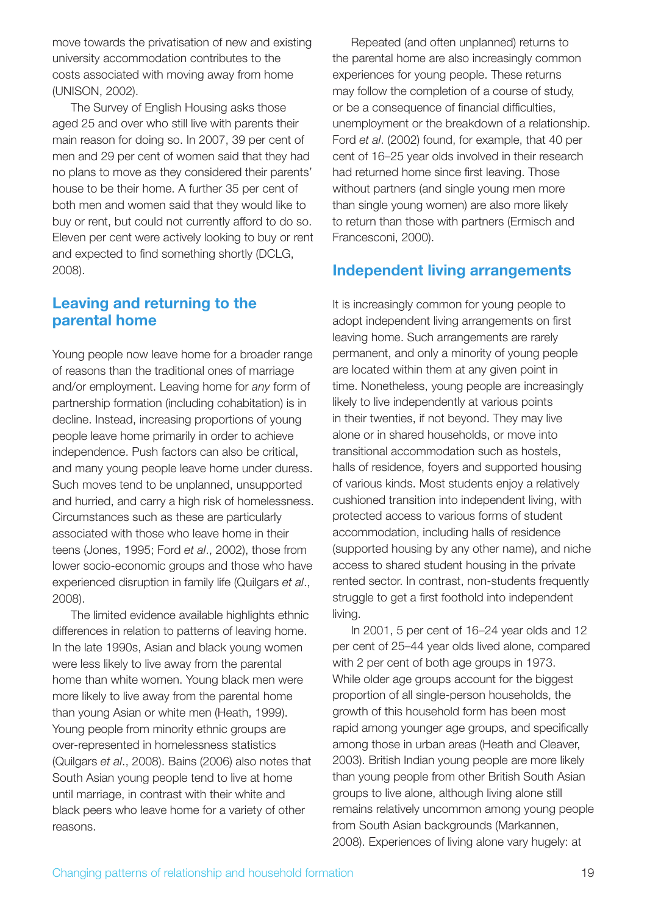move towards the privatisation of new and existing university accommodation contributes to the costs associated with moving away from home (UNISON, 2002).

The Survey of English Housing asks those aged 25 and over who still live with parents their main reason for doing so. In 2007, 39 per cent of men and 29 per cent of women said that they had no plans to move as they considered their parents' house to be their home. A further 35 per cent of both men and women said that they would like to buy or rent, but could not currently afford to do so. Eleven per cent were actively looking to buy or rent and expected to find something shortly (DCLG, 2008).

## Leaving and returning to the parental home

Young people now leave home for a broader range of reasons than the traditional ones of marriage and/or employment. Leaving home for *any* form of partnership formation (including cohabitation) is in decline. Instead, increasing proportions of young people leave home primarily in order to achieve independence. Push factors can also be critical, and many young people leave home under duress. Such moves tend to be unplanned, unsupported and hurried, and carry a high risk of homelessness. Circumstances such as these are particularly associated with those who leave home in their teens (Jones, 1995; Ford *et al*., 2002), those from lower socio-economic groups and those who have experienced disruption in family life (Quilgars *et al*., 2008).

The limited evidence available highlights ethnic differences in relation to patterns of leaving home. In the late 1990s, Asian and black young women were less likely to live away from the parental home than white women. Young black men were more likely to live away from the parental home than young Asian or white men (Heath, 1999). Young people from minority ethnic groups are over-represented in homelessness statistics (Quilgars *et al*., 2008). Bains (2006) also notes that South Asian young people tend to live at home until marriage, in contrast with their white and black peers who leave home for a variety of other reasons.

Repeated (and often unplanned) returns to the parental home are also increasingly common experiences for young people. These returns may follow the completion of a course of study, or be a consequence of financial difficulties, unemployment or the breakdown of a relationship. Ford *et al*. (2002) found, for example, that 40 per cent of 16–25 year olds involved in their research had returned home since first leaving. Those without partners (and single young men more than single young women) are also more likely to return than those with partners (Ermisch and Francesconi, 2000).

## Independent living arrangements

It is increasingly common for young people to adopt independent living arrangements on first leaving home. Such arrangements are rarely permanent, and only a minority of young people are located within them at any given point in time. Nonetheless, young people are increasingly likely to live independently at various points in their twenties, if not beyond. They may live alone or in shared households, or move into transitional accommodation such as hostels, halls of residence, foyers and supported housing of various kinds. Most students enjoy a relatively cushioned transition into independent living, with protected access to various forms of student accommodation, including halls of residence (supported housing by any other name), and niche access to shared student housing in the private rented sector. In contrast, non-students frequently struggle to get a first foothold into independent living.

In 2001, 5 per cent of 16–24 year olds and 12 per cent of 25–44 year olds lived alone, compared with 2 per cent of both age groups in 1973. While older age groups account for the biggest proportion of all single-person households, the growth of this household form has been most rapid among younger age groups, and specifically among those in urban areas (Heath and Cleaver, 2003). British Indian young people are more likely than young people from other British South Asian groups to live alone, although living alone still remains relatively uncommon among young people from South Asian backgrounds (Markannen, 2008). Experiences of living alone vary hugely: at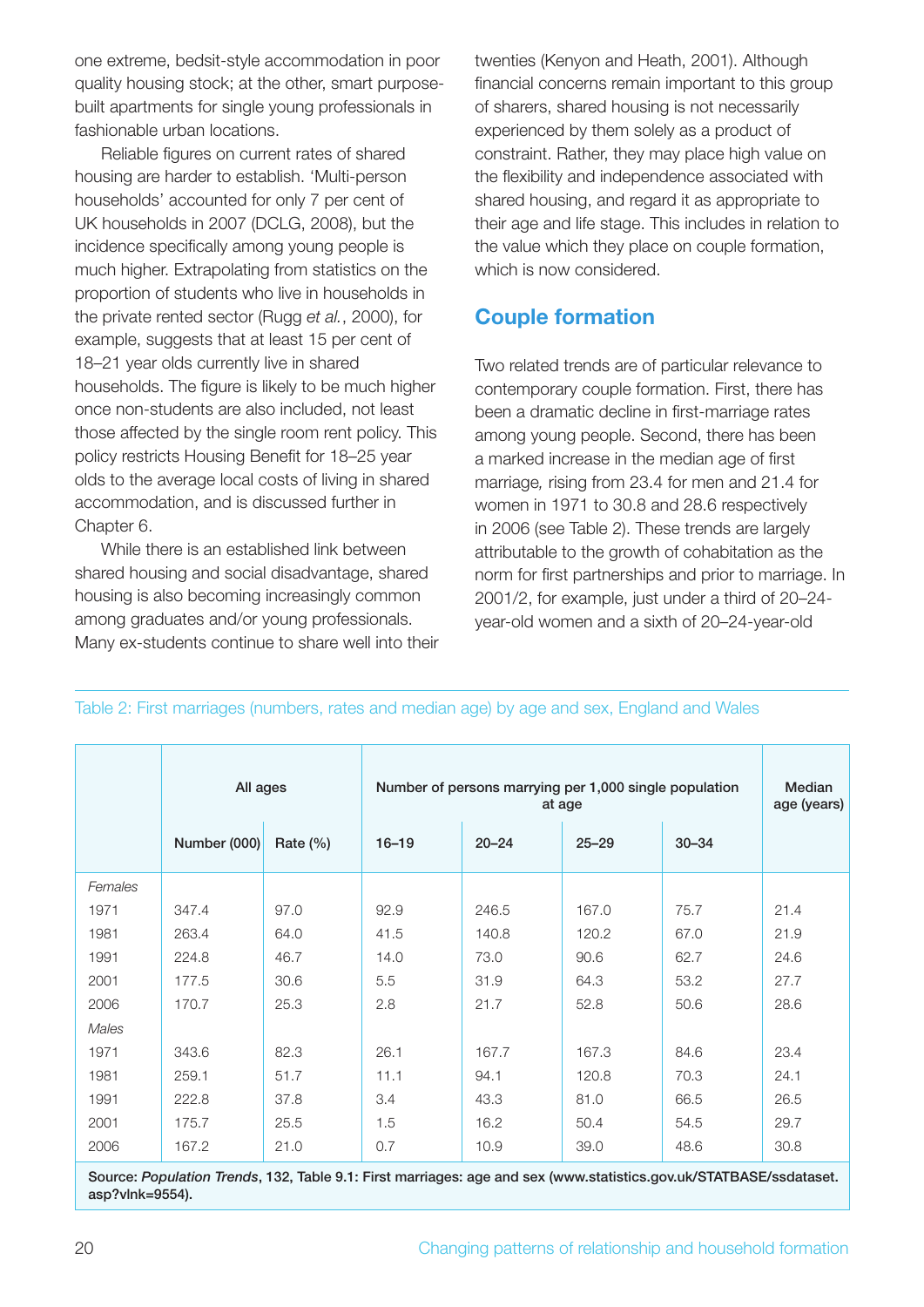one extreme, bedsit-style accommodation in poor quality housing stock; at the other, smart purpose-built apartments for single young professionals in fashionable urban locations.

Reliable figures on current rates of shared housing are harder to establish. 'Multi-person households' accounted for only 7 per cent of UK households in 2007 (DCLG, 2008), but the incidence specifically among young people is much higher. Extrapolating from statistics on the proportion of students who live in households in the private rented sector (Rugg *et al.*, 2000), for example, suggests that at least 15 per cent of 18–21 year olds currently live in shared households. The figure is likely to be much higher once non-students are also included, not least those affected by the single room rent policy. This policy restricts Housing Benefit for 18–25 year olds to the average local costs of living in shared accommodation, and is discussed further in Chapter 6.

While there is an established link between shared housing and social disadvantage, shared housing is also becoming increasingly common among graduates and/or young professionals. Many ex-students continue to share well into their twenties (Kenyon and Heath, 2001). Although financial concerns remain important to this group of sharers, shared housing is not necessarily experienced by them solely as a product of constraint. Rather, they may place high value on the flexibility and independence associated with shared housing, and regard it as appropriate to their age and life stage. This includes in relation to the value which they place on couple formation, which is now considered.

## Couple formation

Two related trends are of particular relevance to contemporary couple formation. First, there has been a dramatic decline in first-marriage rates among young people. Second, there has been a marked increase in the median age of first marriage, rising from 23.4 for men and 21.4 for women in 1971 to 30.8 and 28.6 respectively in 2006 (see Table 2). These trends are largely attributable to the growth of cohabitation as the norm for first partnerships and prior to marriage. In 2001/2, for example, just under a third of 20–24-year-old women and a sixth of 20–24-year-old

Table 2: First marriages (numbers, rates and median age) by age and sex, England and Wales

| | All ages | | Number of persons marrying per 1,000 single population at age | | | | Median age (years) |
|---|---|---|---|---|---|---|---|
| | Number (000) | Rate (%) | 16–19 | 20–24 | 25–29 | 30–34 | |
| *Females* | | | | | | | |
| 1971 | 347.4 | 97.0 | 92.9 | 246.5 | 167.0 | 75.7 | 21.4 |
| 1981 | 263.4 | 64.0 | 41.5 | 140.8 | 120.2 | 67.0 | 21.9 |
| 1991 | 224.8 | 46.7 | 14.0 | 73.0 | 90.6 | 62.7 | 24.6 |
| 2001 | 177.5 | 30.6 | 5.5 | 31.9 | 64.3 | 53.2 | 27.7 |
| 2006 | 170.7 | 25.3 | 2.8 | 21.7 | 52.8 | 50.6 | 28.6 |
| *Males* | | | | | | | |
| 1971 | 343.6 | 82.3 | 26.1 | 167.7 | 167.3 | 84.6 | 23.4 |
| 1981 | 259.1 | 51.7 | 11.1 | 94.1 | 120.8 | 70.3 | 24.1 |
| 1991 | 222.8 | 37.8 | 3.4 | 43.3 | 81.0 | 66.5 | 26.5 |
| 2001 | 175.7 | 25.5 | 1.5 | 16.2 | 50.4 | 54.5 | 29.7 |
| 2006 | 167.2 | 21.0 | 0.7 | 10.9 | 39.0 | 48.6 | 30.8 |

**Source:** ***Population Trends*****, 132, Table 9.1: First marriages: age and sex (www.statistics.gov.uk/STATBASE/ssdataset.asp?vlnk=9554).**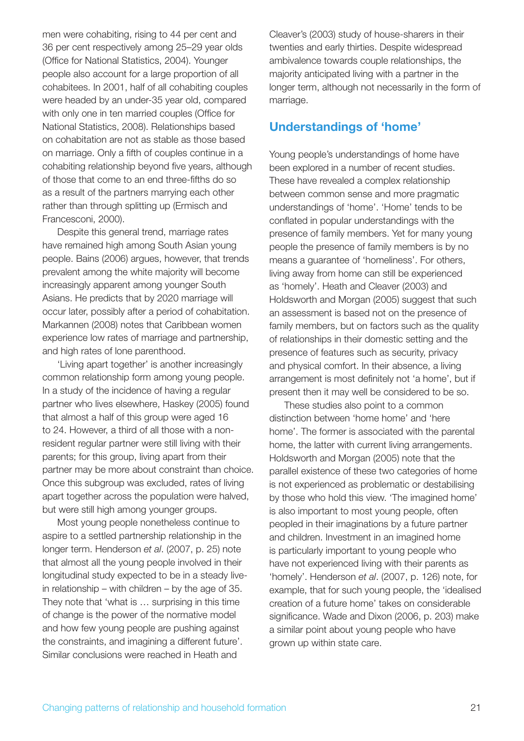men were cohabiting, rising to 44 per cent and 36 per cent respectively among 25–29 year olds (Office for National Statistics, 2004). Younger people also account for a large proportion of all cohabitees. In 2001, half of all cohabiting couples were headed by an under-35 year old, compared with only one in ten married couples (Office for National Statistics, 2008). Relationships based on cohabitation are not as stable as those based on marriage. Only a fifth of couples continue in a cohabiting relationship beyond five years, although of those that come to an end three-fifths do so as a result of the partners marrying each other rather than through splitting up (Ermisch and Francesconi, 2000).

Despite this general trend, marriage rates have remained high among South Asian young people. Bains (2006) argues, however, that trends prevalent among the white majority will become increasingly apparent among younger South Asians. He predicts that by 2020 marriage will occur later, possibly after a period of cohabitation. Markannen (2008) notes that Caribbean women experience low rates of marriage and partnership, and high rates of lone parenthood.

'Living apart together' is another increasingly common relationship form among young people. In a study of the incidence of having a regular partner who lives elsewhere, Haskey (2005) found that almost a half of this group were aged 16 to 24. However, a third of all those with a non-resident regular partner were still living with their parents; for this group, living apart from their partner may be more about constraint than choice. Once this subgroup was excluded, rates of living apart together across the population were halved, but were still high among younger groups.

Most young people nonetheless continue to aspire to a settled partnership relationship in the longer term. Henderson *et al*. (2007, p. 25) note that almost all the young people involved in their longitudinal study expected to be in a steady live-in relationship – with children – by the age of 35. They note that 'what is … surprising in this time of change is the power of the normative model and how few young people are pushing against the constraints, and imagining a different future'. Similar conclusions were reached in Heath and Cleaver's (2003) study of house-sharers in their twenties and early thirties. Despite widespread ambivalence towards couple relationships, the majority anticipated living with a partner in the longer term, although not necessarily in the form of marriage.

## Understandings of 'home'

Young people's understandings of home have been explored in a number of recent studies. These have revealed a complex relationship between common sense and more pragmatic understandings of 'home'. 'Home' tends to be conflated in popular understandings with the presence of family members. Yet for many young people the presence of family members is by no means a guarantee of 'homeliness'. For others, living away from home can still be experienced as 'homely'. Heath and Cleaver (2003) and Holdsworth and Morgan (2005) suggest that such an assessment is based not on the presence of family members, but on factors such as the quality of relationships in their domestic setting and the presence of features such as security, privacy and physical comfort. In their absence, a living arrangement is most definitely not 'a home', but if present then it may well be considered to be so.

These studies also point to a common distinction between 'home home' and 'here home'. The former is associated with the parental home, the latter with current living arrangements. Holdsworth and Morgan (2005) note that the parallel existence of these two categories of home is not experienced as problematic or destabilising by those who hold this view. 'The imagined home' is also important to most young people, often peopled in their imaginations by a future partner and children. Investment in an imagined home is particularly important to young people who have not experienced living with their parents as 'homely'. Henderson *et al*. (2007, p. 126) note, for example, that for such young people, the 'idealised creation of a future home' takes on considerable significance. Wade and Dixon (2006, p. 203) make a similar point about young people who have grown up within state care.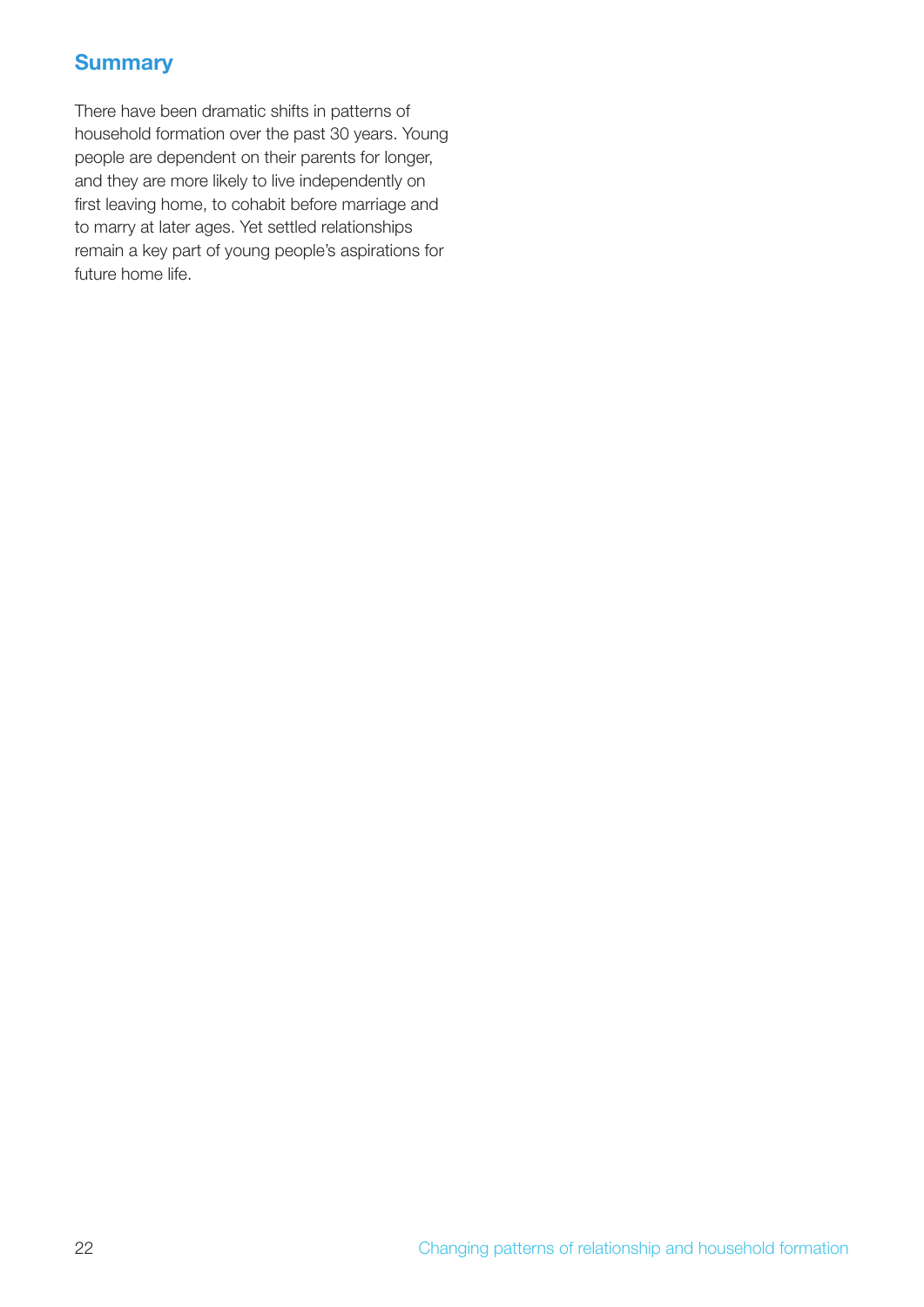## Summary

There have been dramatic shifts in patterns of household formation over the past 30 years. Young people are dependent on their parents for longer, and they are more likely to live independently on first leaving home, to cohabit before marriage and to marry at later ages. Yet settled relationships remain a key part of young people's aspirations for future home life.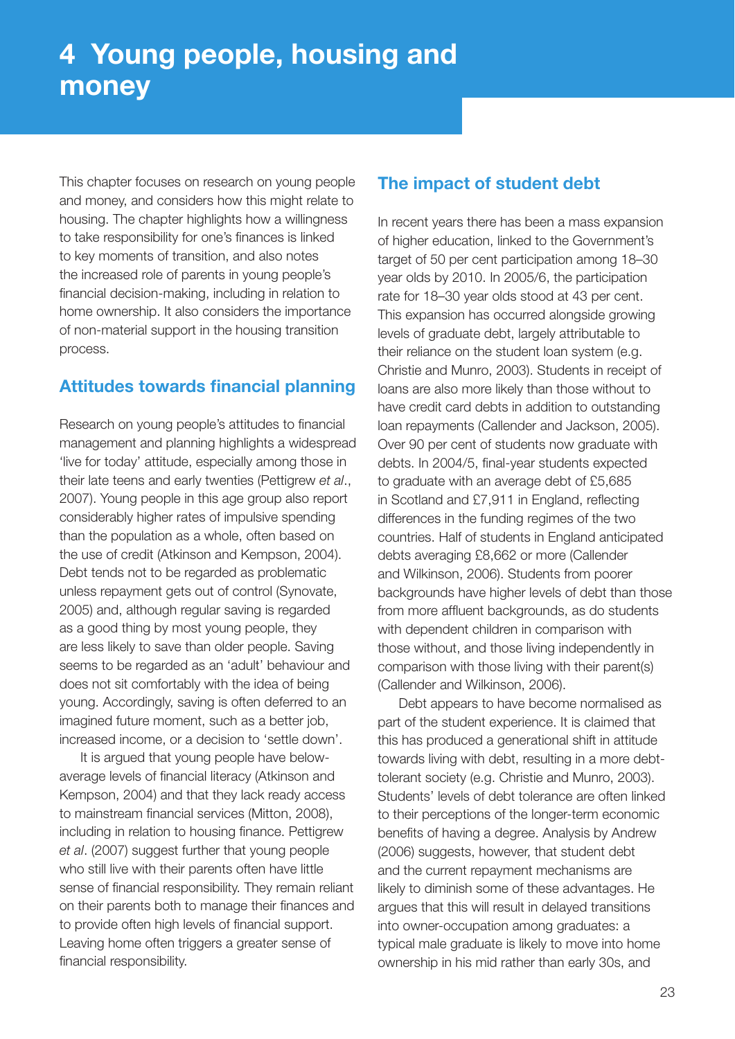# 4 Young people, housing and money

This chapter focuses on research on young people and money, and considers how this might relate to housing. The chapter highlights how a willingness to take responsibility for one's finances is linked to key moments of transition, and also notes the increased role of parents in young people's financial decision-making, including in relation to home ownership. It also considers the importance of non-material support in the housing transition process.

## Attitudes towards financial planning

Research on young people's attitudes to financial management and planning highlights a widespread 'live for today' attitude, especially among those in their late teens and early twenties (Pettigrew *et al*., 2007). Young people in this age group also report considerably higher rates of impulsive spending than the population as a whole, often based on the use of credit (Atkinson and Kempson, 2004). Debt tends not to be regarded as problematic unless repayment gets out of control (Synovate, 2005) and, although regular saving is regarded as a good thing by most young people, they are less likely to save than older people. Saving seems to be regarded as an 'adult' behaviour and does not sit comfortably with the idea of being young. Accordingly, saving is often deferred to an imagined future moment, such as a better job, increased income, or a decision to 'settle down'.

It is argued that young people have below-average levels of financial literacy (Atkinson and Kempson, 2004) and that they lack ready access to mainstream financial services (Mitton, 2008), including in relation to housing finance. Pettigrew *et al*. (2007) suggest further that young people who still live with their parents often have little sense of financial responsibility. They remain reliant on their parents both to manage their finances and to provide often high levels of financial support. Leaving home often triggers a greater sense of financial responsibility.

## The impact of student debt

In recent years there has been a mass expansion of higher education, linked to the Government's target of 50 per cent participation among 18–30 year olds by 2010. In 2005/6, the participation rate for 18–30 year olds stood at 43 per cent. This expansion has occurred alongside growing levels of graduate debt, largely attributable to their reliance on the student loan system (e.g. Christie and Munro, 2003). Students in receipt of loans are also more likely than those without to have credit card debts in addition to outstanding loan repayments (Callender and Jackson, 2005). Over 90 per cent of students now graduate with debts. In 2004/5, final-year students expected to graduate with an average debt of £5,685 in Scotland and £7,911 in England, reflecting differences in the funding regimes of the two countries. Half of students in England anticipated debts averaging £8,662 or more (Callender and Wilkinson, 2006). Students from poorer backgrounds have higher levels of debt than those from more affluent backgrounds, as do students with dependent children in comparison with those without, and those living independently in comparison with those living with their parent(s) (Callender and Wilkinson, 2006).

Debt appears to have become normalised as part of the student experience. It is claimed that this has produced a generational shift in attitude towards living with debt, resulting in a more debt-tolerant society (e.g. Christie and Munro, 2003). Students' levels of debt tolerance are often linked to their perceptions of the longer-term economic benefits of having a degree. Analysis by Andrew (2006) suggests, however, that student debt and the current repayment mechanisms are likely to diminish some of these advantages. He argues that this will result in delayed transitions into owner-occupation among graduates: a typical male graduate is likely to move into home ownership in his mid rather than early 30s, and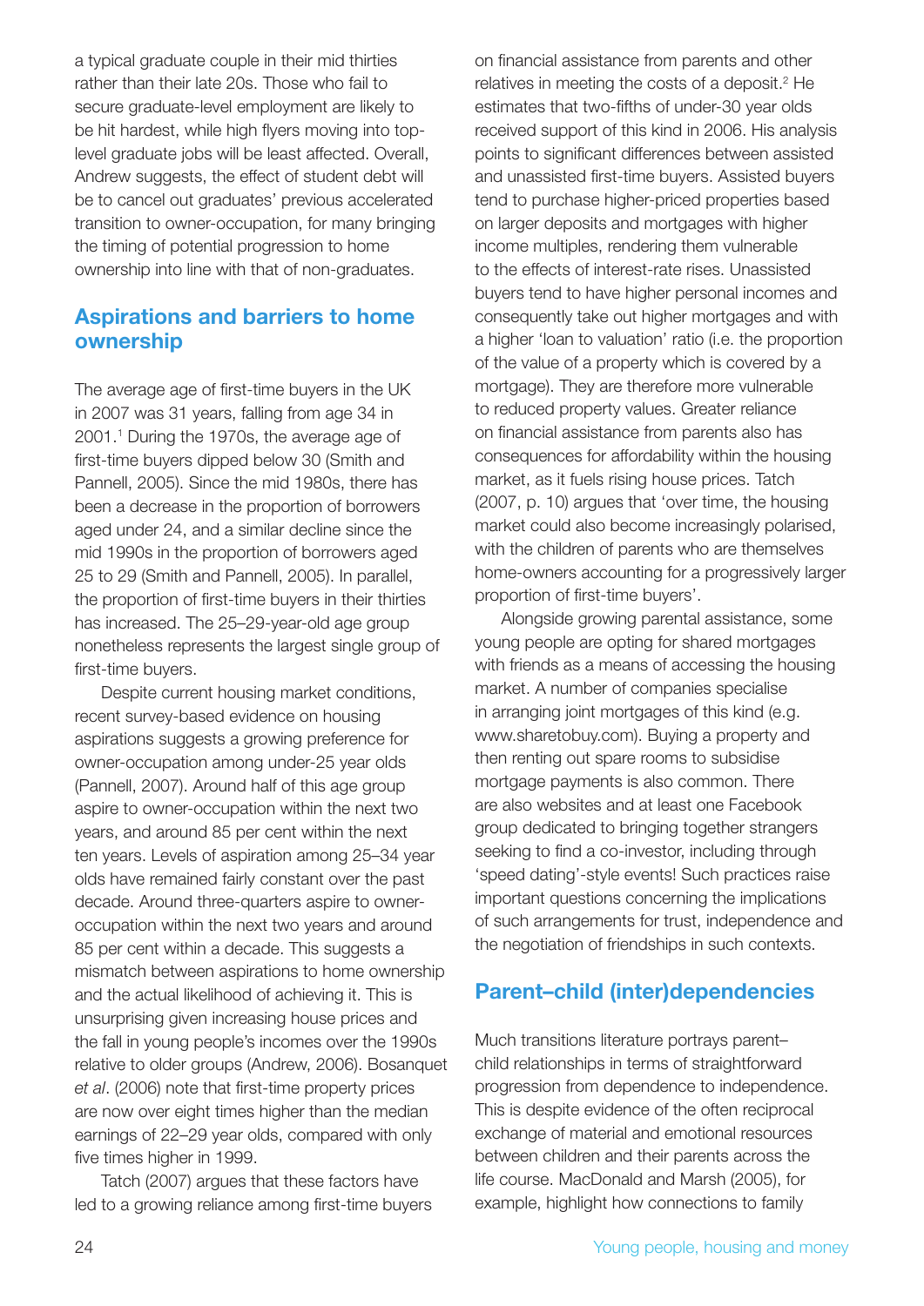a typical graduate couple in their mid thirties rather than their late 20s. Those who fail to secure graduate-level employment are likely to be hit hardest, while high flyers moving into top-level graduate jobs will be least affected. Overall, Andrew suggests, the effect of student debt will be to cancel out graduates' previous accelerated transition to owner-occupation, for many bringing the timing of potential progression to home ownership into line with that of non-graduates.

## Aspirations and barriers to home ownership

The average age of first-time buyers in the UK in 2007 was 31 years, falling from age 34 in 2001.[1] During the 1970s, the average age of first-time buyers dipped below 30 (Smith and Pannell, 2005). Since the mid 1980s, there has been a decrease in the proportion of borrowers aged under 24, and a similar decline since the mid 1990s in the proportion of borrowers aged 25 to 29 (Smith and Pannell, 2005). In parallel, the proportion of first-time buyers in their thirties has increased. The 25–29-year-old age group nonetheless represents the largest single group of first-time buyers.

Despite current housing market conditions, recent survey-based evidence on housing aspirations suggests a growing preference for owner-occupation among under-25 year olds (Pannell, 2007). Around half of this age group aspire to owner-occupation within the next two years, and around 85 per cent within the next ten years. Levels of aspiration among 25–34 year olds have remained fairly constant over the past decade. Around three-quarters aspire to owner-occupation within the next two years and around 85 per cent within a decade. This suggests a mismatch between aspirations to home ownership and the actual likelihood of achieving it. This is unsurprising given increasing house prices and the fall in young people's incomes over the 1990s relative to older groups (Andrew, 2006). Bosanquet *et al*. (2006) note that first-time property prices are now over eight times higher than the median earnings of 22–29 year olds, compared with only five times higher in 1999.

Tatch (2007) argues that these factors have led to a growing reliance among first-time buyers on financial assistance from parents and other relatives in meeting the costs of a deposit.[2] He estimates that two-fifths of under-30 year olds received support of this kind in 2006. His analysis points to significant differences between assisted and unassisted first-time buyers. Assisted buyers tend to purchase higher-priced properties based on larger deposits and mortgages with higher income multiples, rendering them vulnerable to the effects of interest-rate rises. Unassisted buyers tend to have higher personal incomes and consequently take out higher mortgages and with a higher 'loan to valuation' ratio (i.e. the proportion of the value of a property which is covered by a mortgage). They are therefore more vulnerable to reduced property values. Greater reliance on financial assistance from parents also has consequences for affordability within the housing market, as it fuels rising house prices. Tatch (2007, p. 10) argues that 'over time, the housing market could also become increasingly polarised, with the children of parents who are themselves home-owners accounting for a progressively larger proportion of first-time buyers'.

Alongside growing parental assistance, some young people are opting for shared mortgages with friends as a means of accessing the housing market. A number of companies specialise in arranging joint mortgages of this kind (e.g. www.sharetobuy.com). Buying a property and then renting out spare rooms to subsidise mortgage payments is also common. There are also websites and at least one Facebook group dedicated to bringing together strangers seeking to find a co-investor, including through 'speed dating'-style events! Such practices raise important questions concerning the implications of such arrangements for trust, independence and the negotiation of friendships in such contexts.

## Parent–child (inter)dependencies

Much transitions literature portrays parent–child relationships in terms of straightforward progression from dependence to independence. This is despite evidence of the often reciprocal exchange of material and emotional resources between children and their parents across the life course. MacDonald and Marsh (2005), for example, highlight how connections to family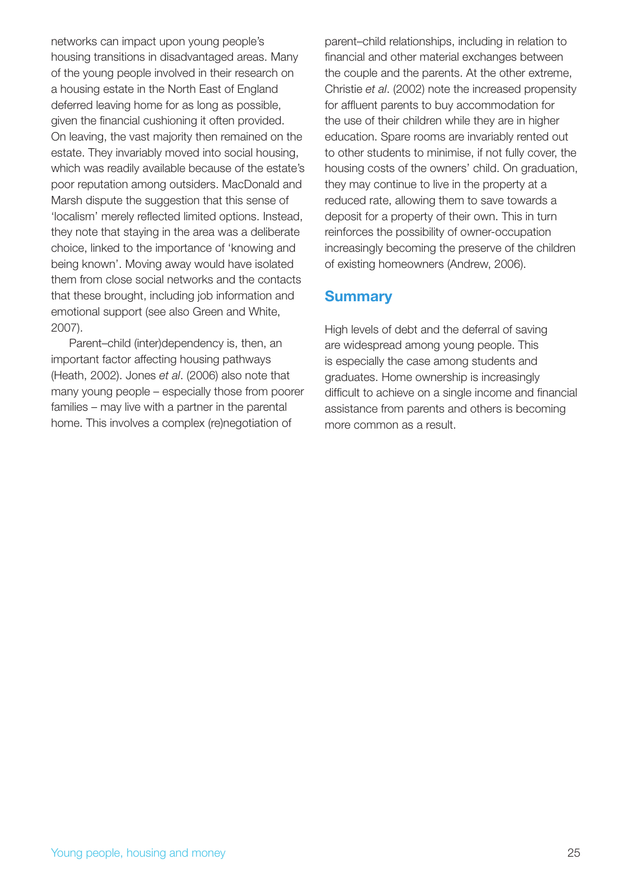networks can impact upon young people's housing transitions in disadvantaged areas. Many of the young people involved in their research on a housing estate in the North East of England deferred leaving home for as long as possible, given the financial cushioning it often provided. On leaving, the vast majority then remained on the estate. They invariably moved into social housing, which was readily available because of the estate's poor reputation among outsiders. MacDonald and Marsh dispute the suggestion that this sense of 'localism' merely reflected limited options. Instead, they note that staying in the area was a deliberate choice, linked to the importance of 'knowing and being known'. Moving away would have isolated them from close social networks and the contacts that these brought, including job information and emotional support (see also Green and White, 2007).

Parent–child (inter)dependency is, then, an important factor affecting housing pathways (Heath, 2002). Jones *et al*. (2006) also note that many young people – especially those from poorer families – may live with a partner in the parental home. This involves a complex (re)negotiation of parent–child relationships, including in relation to financial and other material exchanges between the couple and the parents. At the other extreme, Christie *et al*. (2002) note the increased propensity for affluent parents to buy accommodation for the use of their children while they are in higher education. Spare rooms are invariably rented out to other students to minimise, if not fully cover, the housing costs of the owners' child. On graduation, they may continue to live in the property at a reduced rate, allowing them to save towards a deposit for a property of their own. This in turn reinforces the possibility of owner-occupation increasingly becoming the preserve of the children of existing homeowners (Andrew, 2006).

## Summary

High levels of debt and the deferral of saving are widespread among young people. This is especially the case among students and graduates. Home ownership is increasingly difficult to achieve on a single income and financial assistance from parents and others is becoming more common as a result.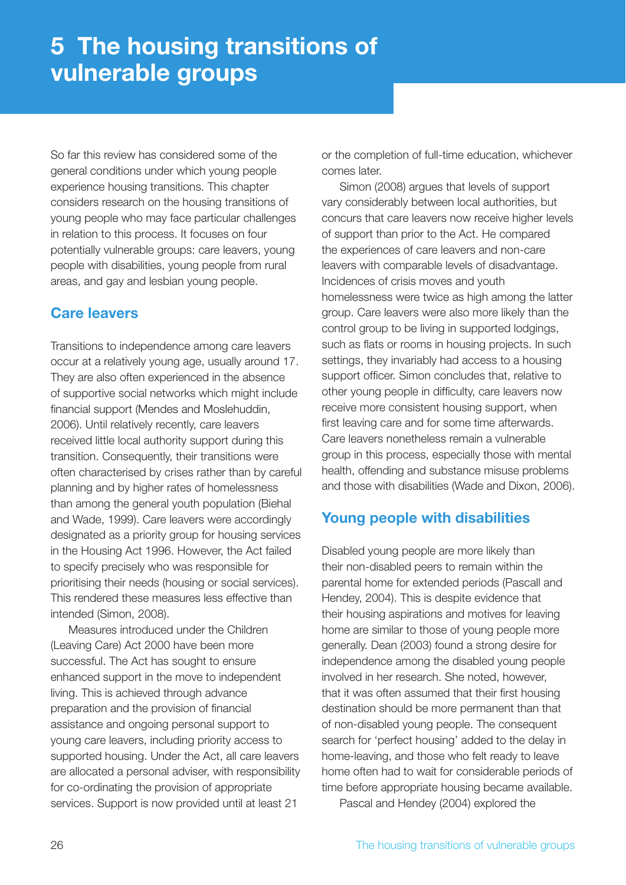# 5 The housing transitions of vulnerable groups

So far this review has considered some of the general conditions under which young people experience housing transitions. This chapter considers research on the housing transitions of young people who may face particular challenges in relation to this process. It focuses on four potentially vulnerable groups: care leavers, young people with disabilities, young people from rural areas, and gay and lesbian young people.

## Care leavers

Transitions to independence among care leavers occur at a relatively young age, usually around 17. They are also often experienced in the absence of supportive social networks which might include financial support (Mendes and Moslehuddin, 2006). Until relatively recently, care leavers received little local authority support during this transition. Consequently, their transitions were often characterised by crises rather than by careful planning and by higher rates of homelessness than among the general youth population (Biehal and Wade, 1999). Care leavers were accordingly designated as a priority group for housing services in the Housing Act 1996. However, the Act failed to specify precisely who was responsible for prioritising their needs (housing or social services). This rendered these measures less effective than intended (Simon, 2008).

Measures introduced under the Children (Leaving Care) Act 2000 have been more successful. The Act has sought to ensure enhanced support in the move to independent living. This is achieved through advance preparation and the provision of financial assistance and ongoing personal support to young care leavers, including priority access to supported housing. Under the Act, all care leavers are allocated a personal adviser, with responsibility for co-ordinating the provision of appropriate services. Support is now provided until at least 21 or the completion of full-time education, whichever comes later.

Simon (2008) argues that levels of support vary considerably between local authorities, but concurs that care leavers now receive higher levels of support than prior to the Act. He compared the experiences of care leavers and non-care leavers with comparable levels of disadvantage. Incidences of crisis moves and youth homelessness were twice as high among the latter group. Care leavers were also more likely than the control group to be living in supported lodgings, such as flats or rooms in housing projects. In such settings, they invariably had access to a housing support officer. Simon concludes that, relative to other young people in difficulty, care leavers now receive more consistent housing support, when first leaving care and for some time afterwards. Care leavers nonetheless remain a vulnerable group in this process, especially those with mental health, offending and substance misuse problems and those with disabilities (Wade and Dixon, 2006).

## Young people with disabilities

Disabled young people are more likely than their non-disabled peers to remain within the parental home for extended periods (Pascall and Hendey, 2004). This is despite evidence that their housing aspirations and motives for leaving home are similar to those of young people more generally. Dean (2003) found a strong desire for independence among the disabled young people involved in her research. She noted, however, that it was often assumed that their first housing destination should be more permanent than that of non-disabled young people. The consequent search for 'perfect housing' added to the delay in home-leaving, and those who felt ready to leave home often had to wait for considerable periods of time before appropriate housing became available.

Pascal and Hendey (2004) explored the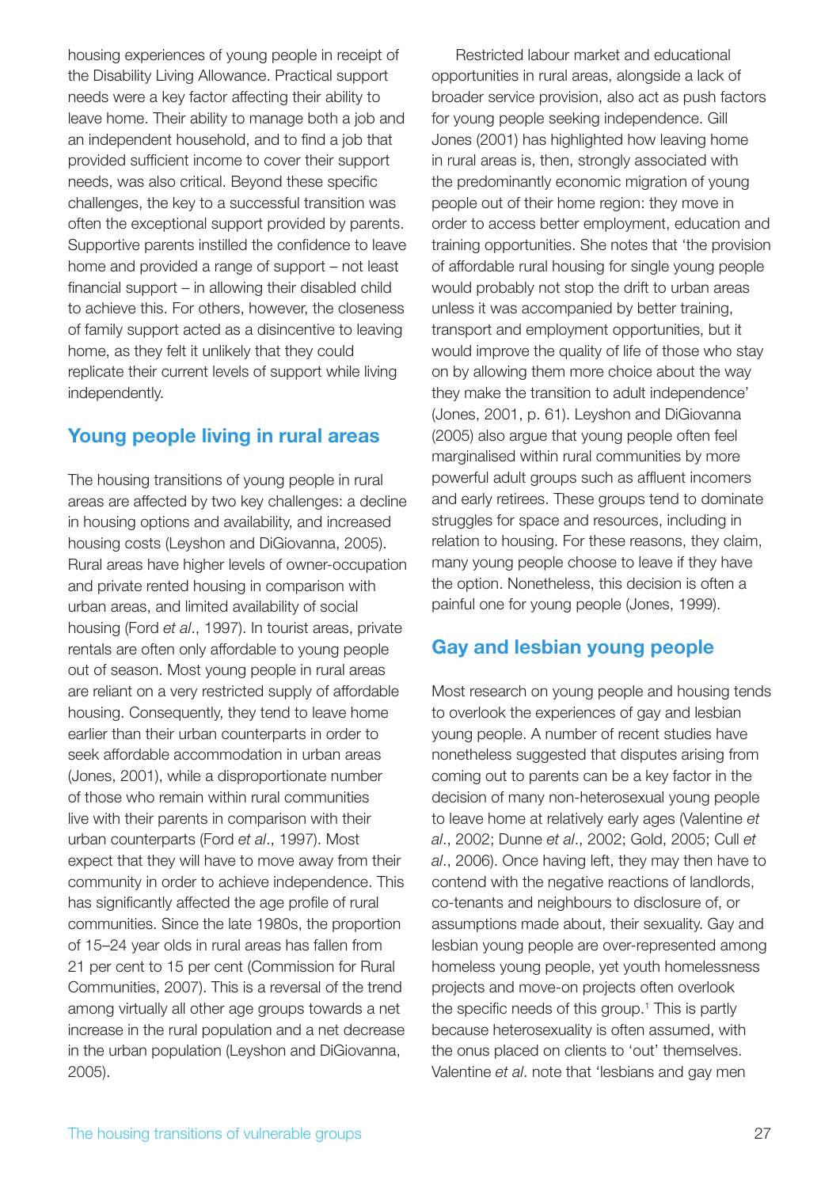housing experiences of young people in receipt of the Disability Living Allowance. Practical support needs were a key factor affecting their ability to leave home. Their ability to manage both a job and an independent household, and to find a job that provided sufficient income to cover their support needs, was also critical. Beyond these specific challenges, the key to a successful transition was often the exceptional support provided by parents. Supportive parents instilled the confidence to leave home and provided a range of support – not least financial support – in allowing their disabled child to achieve this. For others, however, the closeness of family support acted as a disincentive to leaving home, as they felt it unlikely that they could replicate their current levels of support while living independently.

## Young people living in rural areas

The housing transitions of young people in rural areas are affected by two key challenges: a decline in housing options and availability, and increased housing costs (Leyshon and DiGiovanna, 2005). Rural areas have higher levels of owner-occupation and private rented housing in comparison with urban areas, and limited availability of social housing (Ford *et al*., 1997). In tourist areas, private rentals are often only affordable to young people out of season. Most young people in rural areas are reliant on a very restricted supply of affordable housing. Consequently, they tend to leave home earlier than their urban counterparts in order to seek affordable accommodation in urban areas (Jones, 2001), while a disproportionate number of those who remain within rural communities live with their parents in comparison with their urban counterparts (Ford *et al*., 1997). Most expect that they will have to move away from their community in order to achieve independence. This has significantly affected the age profile of rural communities. Since the late 1980s, the proportion of 15–24 year olds in rural areas has fallen from 21 per cent to 15 per cent (Commission for Rural Communities, 2007). This is a reversal of the trend among virtually all other age groups towards a net increase in the rural population and a net decrease in the urban population (Leyshon and DiGiovanna, 2005).

Restricted labour market and educational opportunities in rural areas, alongside a lack of broader service provision, also act as push factors for young people seeking independence. Gill Jones (2001) has highlighted how leaving home in rural areas is, then, strongly associated with the predominantly economic migration of young people out of their home region: they move in order to access better employment, education and training opportunities. She notes that 'the provision of affordable rural housing for single young people would probably not stop the drift to urban areas unless it was accompanied by better training, transport and employment opportunities, but it would improve the quality of life of those who stay on by allowing them more choice about the way they make the transition to adult independence' (Jones, 2001, p. 61). Leyshon and DiGiovanna (2005) also argue that young people often feel marginalised within rural communities by more powerful adult groups such as affluent incomers and early retirees. These groups tend to dominate struggles for space and resources, including in relation to housing. For these reasons, they claim, many young people choose to leave if they have the option. Nonetheless, this decision is often a painful one for young people (Jones, 1999).

## Gay and lesbian young people

Most research on young people and housing tends to overlook the experiences of gay and lesbian young people. A number of recent studies have nonetheless suggested that disputes arising from coming out to parents can be a key factor in the decision of many non-heterosexual young people to leave home at relatively early ages (Valentine *et al*., 2002; Dunne *et al*., 2002; Gold, 2005; Cull *et al*., 2006). Once having left, they may then have to contend with the negative reactions of landlords, co-tenants and neighbours to disclosure of, or assumptions made about, their sexuality. Gay and lesbian young people are over-represented among homeless young people, yet youth homelessness projects and move-on projects often overlook the specific needs of this group.[1] This is partly because heterosexuality is often assumed, with the onus placed on clients to 'out' themselves. Valentine *et al*. note that 'lesbians and gay men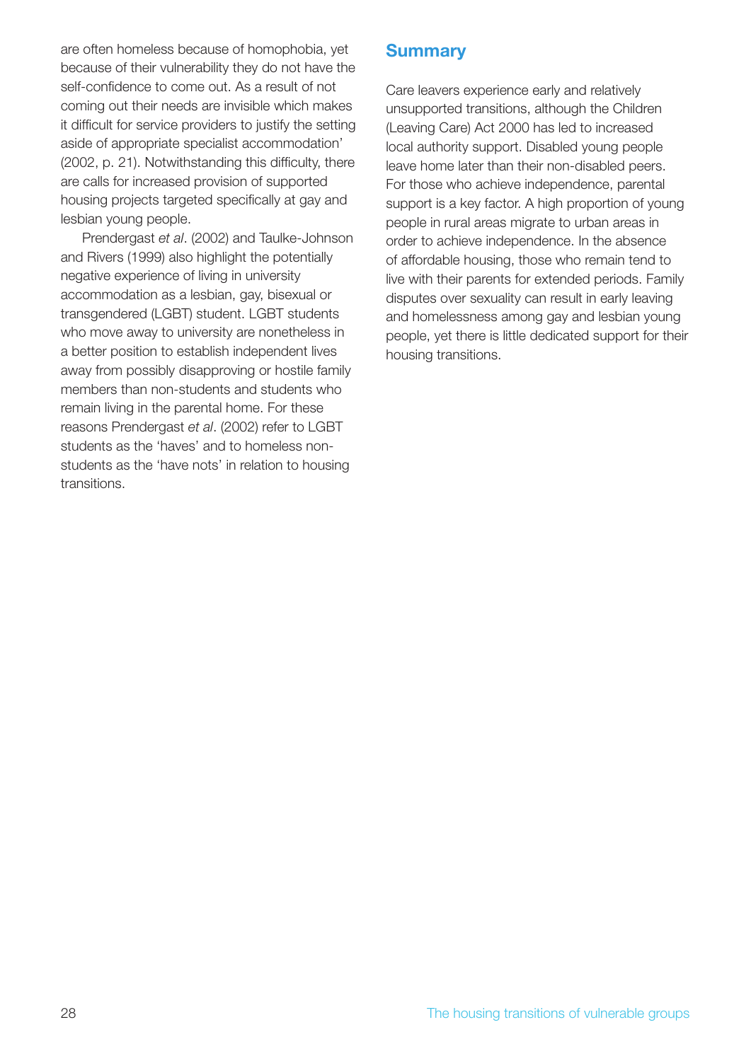are often homeless because of homophobia, yet because of their vulnerability they do not have the self-confidence to come out. As a result of not coming out their needs are invisible which makes it difficult for service providers to justify the setting aside of appropriate specialist accommodation' (2002, p. 21). Notwithstanding this difficulty, there are calls for increased provision of supported housing projects targeted specifically at gay and lesbian young people.

Prendergast *et al*. (2002) and Taulke-Johnson and Rivers (1999) also highlight the potentially negative experience of living in university accommodation as a lesbian, gay, bisexual or transgendered (LGBT) student. LGBT students who move away to university are nonetheless in a better position to establish independent lives away from possibly disapproving or hostile family members than non-students and students who remain living in the parental home. For these reasons Prendergast *et al*. (2002) refer to LGBT students as the 'haves' and to homeless non-students as the 'have nots' in relation to housing transitions.

## Summary

Care leavers experience early and relatively unsupported transitions, although the Children (Leaving Care) Act 2000 has led to increased local authority support. Disabled young people leave home later than their non-disabled peers. For those who achieve independence, parental support is a key factor. A high proportion of young people in rural areas migrate to urban areas in order to achieve independence. In the absence of affordable housing, those who remain tend to live with their parents for extended periods. Family disputes over sexuality can result in early leaving and homelessness among gay and lesbian young people, yet there is little dedicated support for their housing transitions.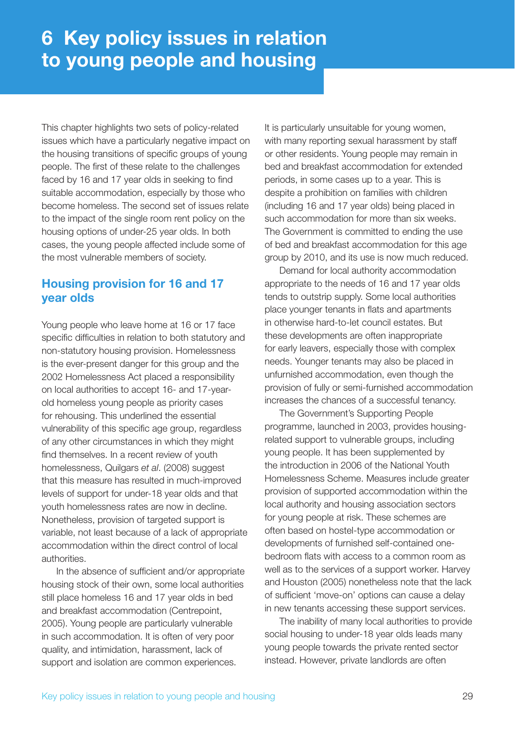# 6 Key policy issues in relation to young people and housing

This chapter highlights two sets of policy-related issues which have a particularly negative impact on the housing transitions of specific groups of young people. The first of these relate to the challenges faced by 16 and 17 year olds in seeking to find suitable accommodation, especially by those who become homeless. The second set of issues relate to the impact of the single room rent policy on the housing options of under-25 year olds. In both cases, the young people affected include some of the most vulnerable members of society.

## Housing provision for 16 and 17 year olds

Young people who leave home at 16 or 17 face specific difficulties in relation to both statutory and non-statutory housing provision. Homelessness is the ever-present danger for this group and the 2002 Homelessness Act placed a responsibility on local authorities to accept 16- and 17-year-old homeless young people as priority cases for rehousing. This underlined the essential vulnerability of this specific age group, regardless of any other circumstances in which they might find themselves. In a recent review of youth homelessness, Quilgars *et al*. (2008) suggest that this measure has resulted in much-improved levels of support for under-18 year olds and that youth homelessness rates are now in decline. Nonetheless, provision of targeted support is variable, not least because of a lack of appropriate accommodation within the direct control of local authorities.

In the absence of sufficient and/or appropriate housing stock of their own, some local authorities still place homeless 16 and 17 year olds in bed and breakfast accommodation (Centrepoint, 2005). Young people are particularly vulnerable in such accommodation. It is often of very poor quality, and intimidation, harassment, lack of support and isolation are common experiences. It is particularly unsuitable for young women, with many reporting sexual harassment by staff or other residents. Young people may remain in bed and breakfast accommodation for extended periods, in some cases up to a year. This is despite a prohibition on families with children (including 16 and 17 year olds) being placed in such accommodation for more than six weeks. The Government is committed to ending the use of bed and breakfast accommodation for this age group by 2010, and its use is now much reduced.

Demand for local authority accommodation appropriate to the needs of 16 and 17 year olds tends to outstrip supply. Some local authorities place younger tenants in flats and apartments in otherwise hard-to-let council estates. But these developments are often inappropriate for early leavers, especially those with complex needs. Younger tenants may also be placed in unfurnished accommodation, even though the provision of fully or semi-furnished accommodation increases the chances of a successful tenancy.

The Government's Supporting People programme, launched in 2003, provides housing-related support to vulnerable groups, including young people. It has been supplemented by the introduction in 2006 of the National Youth Homelessness Scheme. Measures include greater provision of supported accommodation within the local authority and housing association sectors for young people at risk. These schemes are often based on hostel-type accommodation or developments of furnished self-contained one-bedroom flats with access to a common room as well as to the services of a support worker. Harvey and Houston (2005) nonetheless note that the lack of sufficient 'move-on' options can cause a delay in new tenants accessing these support services.

The inability of many local authorities to provide social housing to under-18 year olds leads many young people towards the private rented sector instead. However, private landlords are often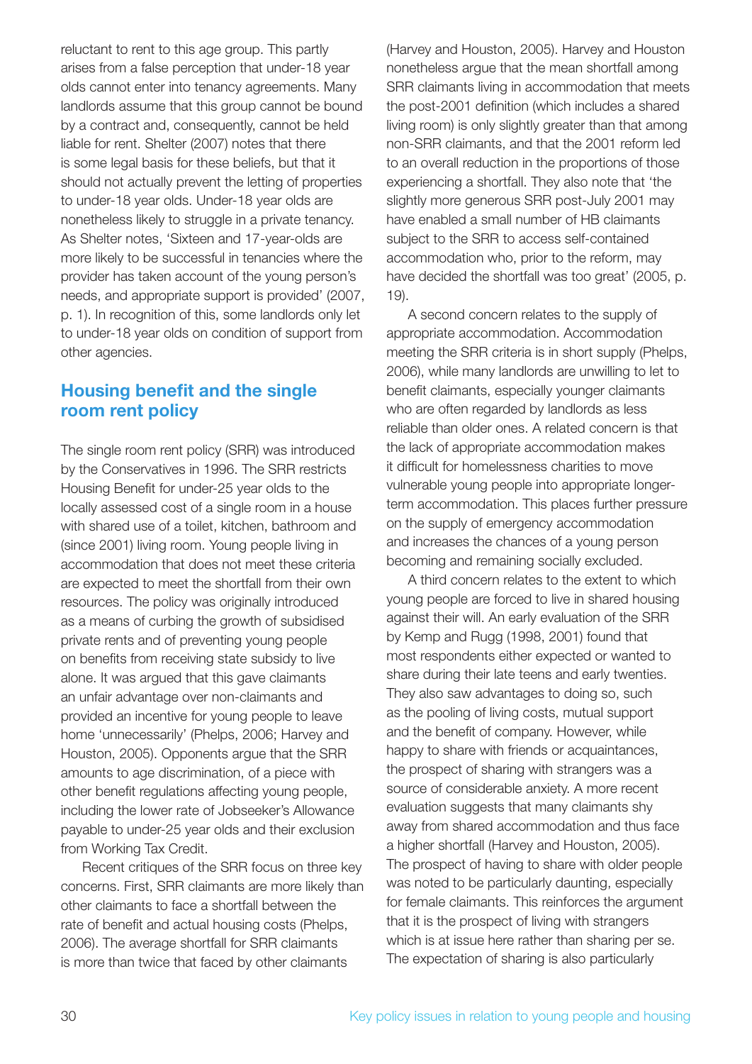reluctant to rent to this age group. This partly arises from a false perception that under-18 year olds cannot enter into tenancy agreements. Many landlords assume that this group cannot be bound by a contract and, consequently, cannot be held liable for rent. Shelter (2007) notes that there is some legal basis for these beliefs, but that it should not actually prevent the letting of properties to under-18 year olds. Under-18 year olds are nonetheless likely to struggle in a private tenancy. As Shelter notes, 'Sixteen and 17-year-olds are more likely to be successful in tenancies where the provider has taken account of the young person's needs, and appropriate support is provided' (2007, p. 1). In recognition of this, some landlords only let to under-18 year olds on condition of support from other agencies.

## Housing benefit and the single room rent policy

The single room rent policy (SRR) was introduced by the Conservatives in 1996. The SRR restricts Housing Benefit for under-25 year olds to the locally assessed cost of a single room in a house with shared use of a toilet, kitchen, bathroom and (since 2001) living room. Young people living in accommodation that does not meet these criteria are expected to meet the shortfall from their own resources. The policy was originally introduced as a means of curbing the growth of subsidised private rents and of preventing young people on benefits from receiving state subsidy to live alone. It was argued that this gave claimants an unfair advantage over non-claimants and provided an incentive for young people to leave home 'unnecessarily' (Phelps, 2006; Harvey and Houston, 2005). Opponents argue that the SRR amounts to age discrimination, of a piece with other benefit regulations affecting young people, including the lower rate of Jobseeker's Allowance payable to under-25 year olds and their exclusion from Working Tax Credit.

Recent critiques of the SRR focus on three key concerns. First, SRR claimants are more likely than other claimants to face a shortfall between the rate of benefit and actual housing costs (Phelps, 2006). The average shortfall for SRR claimants is more than twice that faced by other claimants (Harvey and Houston, 2005). Harvey and Houston nonetheless argue that the mean shortfall among SRR claimants living in accommodation that meets the post-2001 definition (which includes a shared living room) is only slightly greater than that among non-SRR claimants, and that the 2001 reform led to an overall reduction in the proportions of those experiencing a shortfall. They also note that 'the slightly more generous SRR post-July 2001 may have enabled a small number of HB claimants subject to the SRR to access self-contained accommodation who, prior to the reform, may have decided the shortfall was too great' (2005, p. 19).

A second concern relates to the supply of appropriate accommodation. Accommodation meeting the SRR criteria is in short supply (Phelps, 2006), while many landlords are unwilling to let to benefit claimants, especially younger claimants who are often regarded by landlords as less reliable than older ones. A related concern is that the lack of appropriate accommodation makes it difficult for homelessness charities to move vulnerable young people into appropriate longer-term accommodation. This places further pressure on the supply of emergency accommodation and increases the chances of a young person becoming and remaining socially excluded.

A third concern relates to the extent to which young people are forced to live in shared housing against their will. An early evaluation of the SRR by Kemp and Rugg (1998, 2001) found that most respondents either expected or wanted to share during their late teens and early twenties. They also saw advantages to doing so, such as the pooling of living costs, mutual support and the benefit of company. However, while happy to share with friends or acquaintances, the prospect of sharing with strangers was a source of considerable anxiety. A more recent evaluation suggests that many claimants shy away from shared accommodation and thus face a higher shortfall (Harvey and Houston, 2005). The prospect of having to share with older people was noted to be particularly daunting, especially for female claimants. This reinforces the argument that it is the prospect of living with strangers which is at issue here rather than sharing per se. The expectation of sharing is also particularly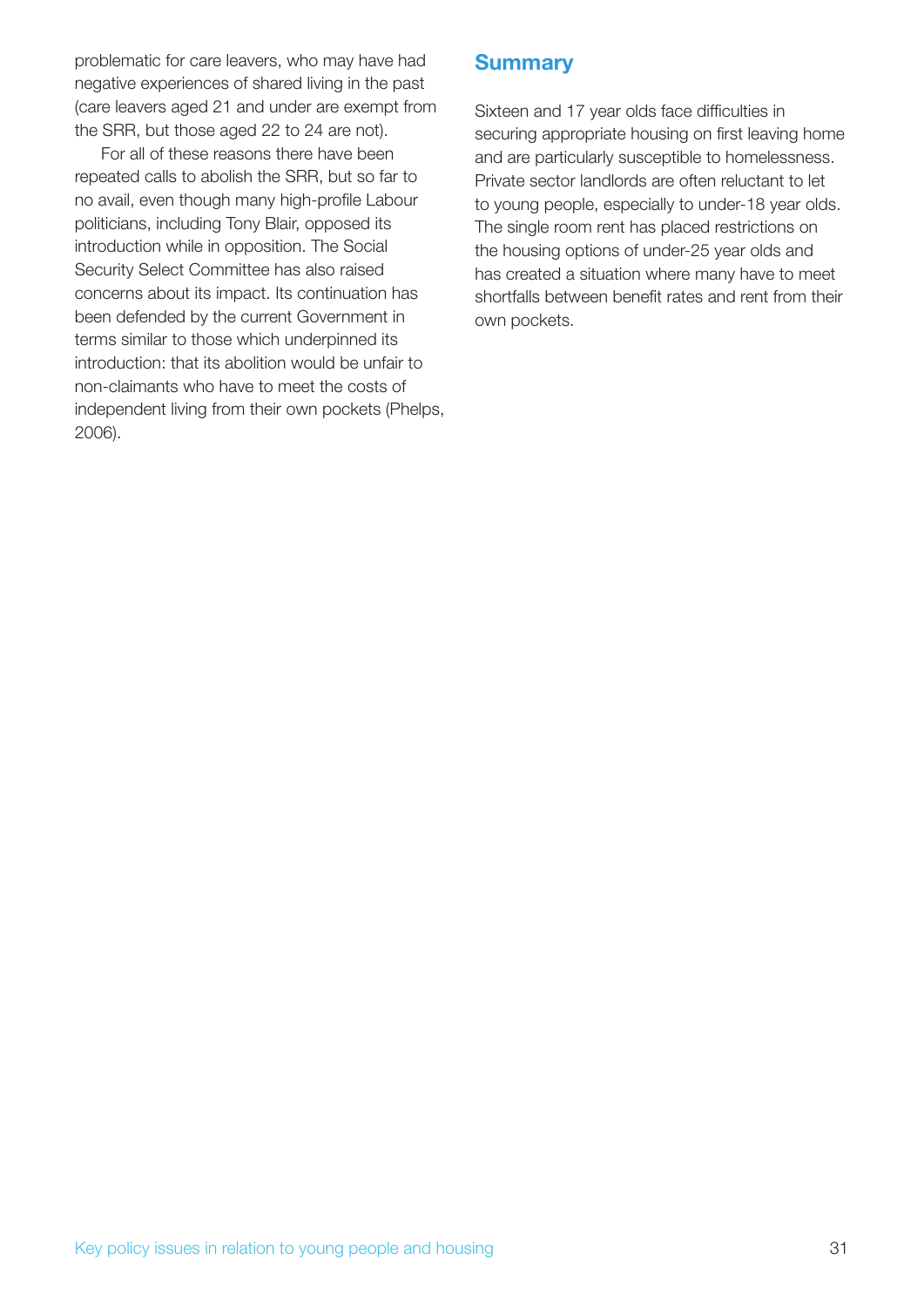problematic for care leavers, who may have had negative experiences of shared living in the past (care leavers aged 21 and under are exempt from the SRR, but those aged 22 to 24 are not).

For all of these reasons there have been repeated calls to abolish the SRR, but so far to no avail, even though many high-profile Labour politicians, including Tony Blair, opposed its introduction while in opposition. The Social Security Select Committee has also raised concerns about its impact. Its continuation has been defended by the current Government in terms similar to those which underpinned its introduction: that its abolition would be unfair to non-claimants who have to meet the costs of independent living from their own pockets (Phelps, 2006).

## Summary

Sixteen and 17 year olds face difficulties in securing appropriate housing on first leaving home and are particularly susceptible to homelessness. Private sector landlords are often reluctant to let to young people, especially to under-18 year olds. The single room rent has placed restrictions on the housing options of under-25 year olds and has created a situation where many have to meet shortfalls between benefit rates and rent from their own pockets.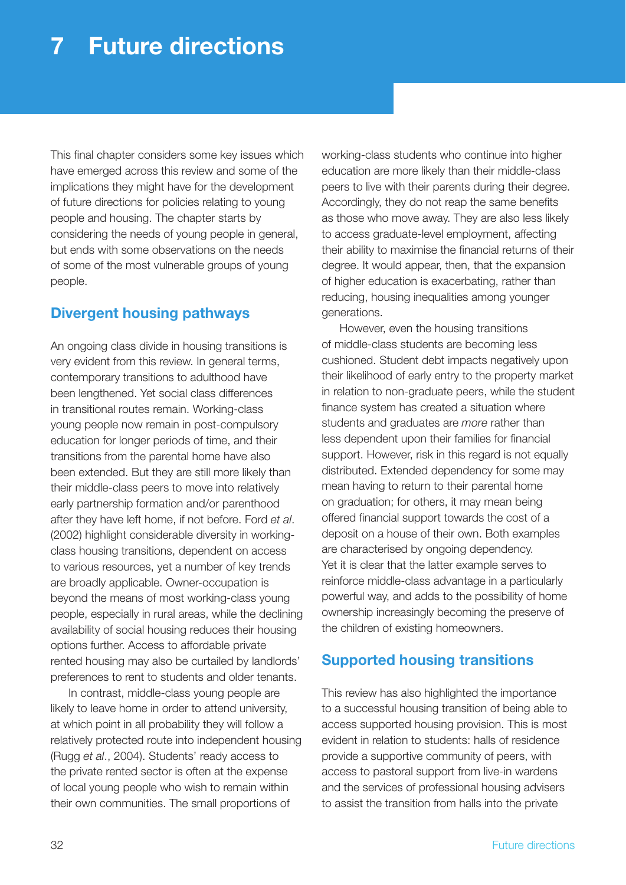# 7 Future directions

This final chapter considers some key issues which have emerged across this review and some of the implications they might have for the development of future directions for policies relating to young people and housing. The chapter starts by considering the needs of young people in general, but ends with some observations on the needs of some of the most vulnerable groups of young people.

## Divergent housing pathways

An ongoing class divide in housing transitions is very evident from this review. In general terms, contemporary transitions to adulthood have been lengthened. Yet social class differences in transitional routes remain. Working-class young people now remain in post-compulsory education for longer periods of time, and their transitions from the parental home have also been extended. But they are still more likely than their middle-class peers to move into relatively early partnership formation and/or parenthood after they have left home, if not before. Ford *et al*. (2002) highlight considerable diversity in working-class housing transitions, dependent on access to various resources, yet a number of key trends are broadly applicable. Owner-occupation is beyond the means of most working-class young people, especially in rural areas, while the declining availability of social housing reduces their housing options further. Access to affordable private rented housing may also be curtailed by landlords' preferences to rent to students and older tenants.

In contrast, middle-class young people are likely to leave home in order to attend university, at which point in all probability they will follow a relatively protected route into independent housing (Rugg *et al*., 2004). Students' ready access to the private rented sector is often at the expense of local young people who wish to remain within their own communities. The small proportions of working-class students who continue into higher education are more likely than their middle-class peers to live with their parents during their degree. Accordingly, they do not reap the same benefits as those who move away. They are also less likely to access graduate-level employment, affecting their ability to maximise the financial returns of their degree. It would appear, then, that the expansion of higher education is exacerbating, rather than reducing, housing inequalities among younger generations.

However, even the housing transitions of middle-class students are becoming less cushioned. Student debt impacts negatively upon their likelihood of early entry to the property market in relation to non-graduate peers, while the student finance system has created a situation where students and graduates are *more* rather than less dependent upon their families for financial support. However, risk in this regard is not equally distributed. Extended dependency for some may mean having to return to their parental home on graduation; for others, it may mean being offered financial support towards the cost of a deposit on a house of their own. Both examples are characterised by ongoing dependency. Yet it is clear that the latter example serves to reinforce middle-class advantage in a particularly powerful way, and adds to the possibility of home ownership increasingly becoming the preserve of the children of existing homeowners.

## Supported housing transitions

This review has also highlighted the importance to a successful housing transition of being able to access supported housing provision. This is most evident in relation to students: halls of residence provide a supportive community of peers, with access to pastoral support from live-in wardens and the services of professional housing advisers to assist the transition from halls into the private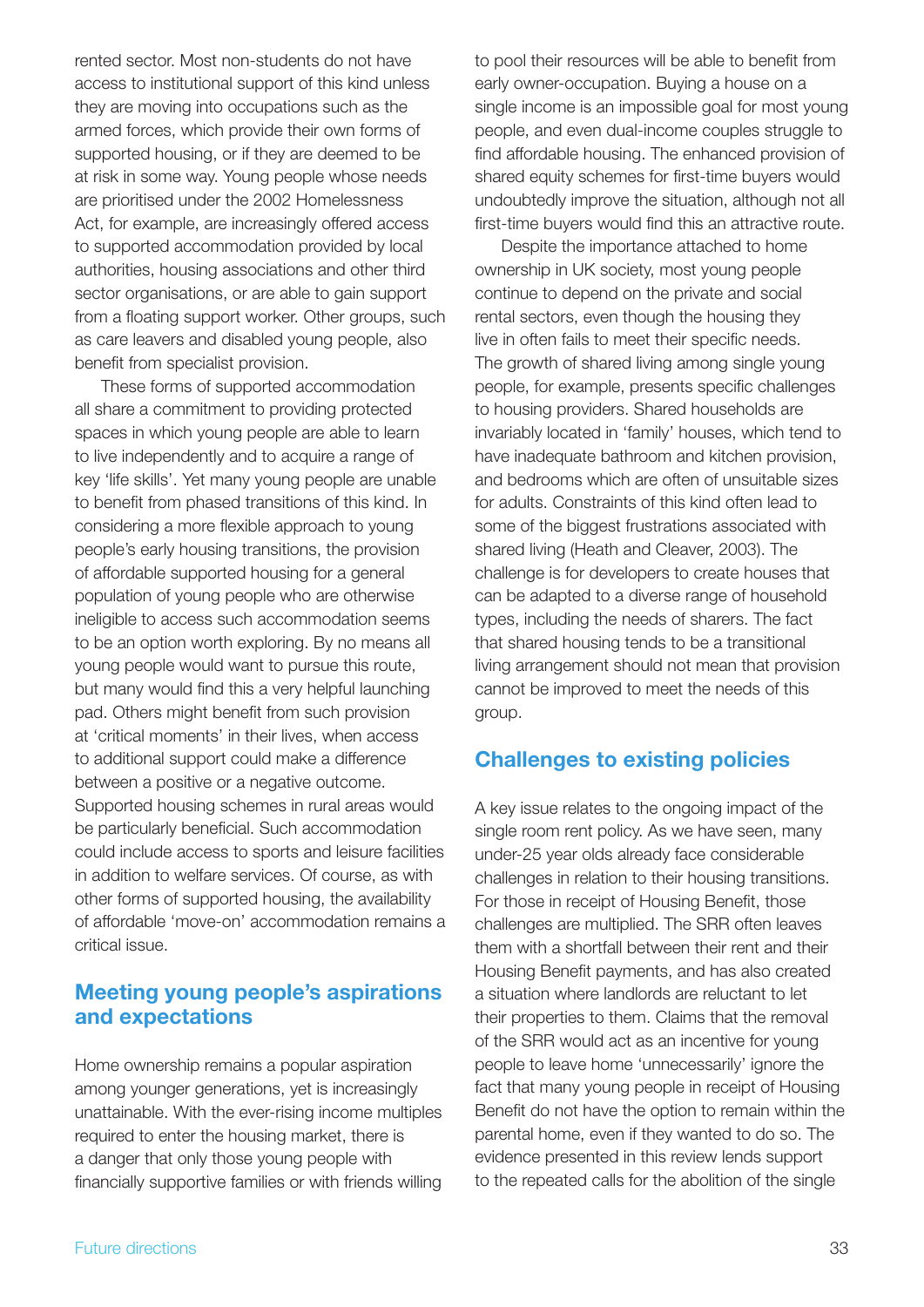rented sector. Most non-students do not have access to institutional support of this kind unless they are moving into occupations such as the armed forces, which provide their own forms of supported housing, or if they are deemed to be at risk in some way. Young people whose needs are prioritised under the 2002 Homelessness Act, for example, are increasingly offered access to supported accommodation provided by local authorities, housing associations and other third sector organisations, or are able to gain support from a floating support worker. Other groups, such as care leavers and disabled young people, also benefit from specialist provision.

These forms of supported accommodation all share a commitment to providing protected spaces in which young people are able to learn to live independently and to acquire a range of key 'life skills'. Yet many young people are unable to benefit from phased transitions of this kind. In considering a more flexible approach to young people's early housing transitions, the provision of affordable supported housing for a general population of young people who are otherwise ineligible to access such accommodation seems to be an option worth exploring. By no means all young people would want to pursue this route, but many would find this a very helpful launching pad. Others might benefit from such provision at 'critical moments' in their lives, when access to additional support could make a difference between a positive or a negative outcome. Supported housing schemes in rural areas would be particularly beneficial. Such accommodation could include access to sports and leisure facilities in addition to welfare services. Of course, as with other forms of supported housing, the availability of affordable 'move-on' accommodation remains a critical issue.

## Meeting young people's aspirations and expectations

Home ownership remains a popular aspiration among younger generations, yet is increasingly unattainable. With the ever-rising income multiples required to enter the housing market, there is a danger that only those young people with financially supportive families or with friends willing to pool their resources will be able to benefit from early owner-occupation. Buying a house on a single income is an impossible goal for most young people, and even dual-income couples struggle to find affordable housing. The enhanced provision of shared equity schemes for first-time buyers would undoubtedly improve the situation, although not all first-time buyers would find this an attractive route.

Despite the importance attached to home ownership in UK society, most young people continue to depend on the private and social rental sectors, even though the housing they live in often fails to meet their specific needs. The growth of shared living among single young people, for example, presents specific challenges to housing providers. Shared households are invariably located in 'family' houses, which tend to have inadequate bathroom and kitchen provision, and bedrooms which are often of unsuitable sizes for adults. Constraints of this kind often lead to some of the biggest frustrations associated with shared living (Heath and Cleaver, 2003). The challenge is for developers to create houses that can be adapted to a diverse range of household types, including the needs of sharers. The fact that shared housing tends to be a transitional living arrangement should not mean that provision cannot be improved to meet the needs of this group.

## Challenges to existing policies

A key issue relates to the ongoing impact of the single room rent policy. As we have seen, many under-25 year olds already face considerable challenges in relation to their housing transitions. For those in receipt of Housing Benefit, those challenges are multiplied. The SRR often leaves them with a shortfall between their rent and their Housing Benefit payments, and has also created a situation where landlords are reluctant to let their properties to them. Claims that the removal of the SRR would act as an incentive for young people to leave home 'unnecessarily' ignore the fact that many young people in receipt of Housing Benefit do not have the option to remain within the parental home, even if they wanted to do so. The evidence presented in this review lends support to the repeated calls for the abolition of the single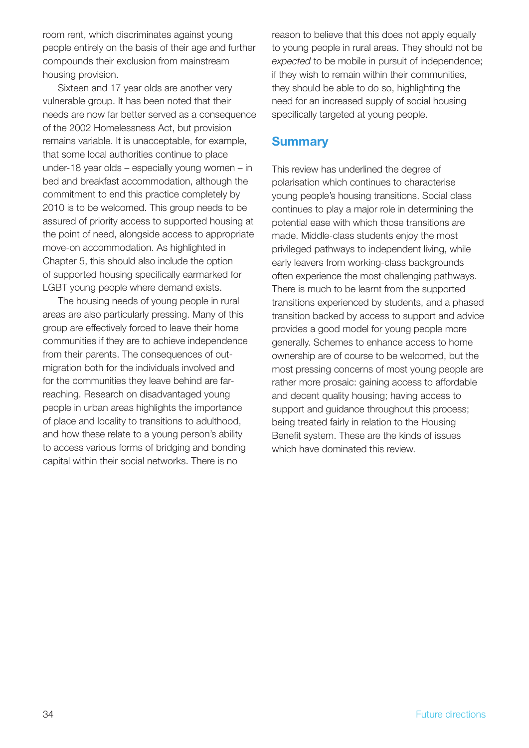room rent, which discriminates against young people entirely on the basis of their age and further compounds their exclusion from mainstream housing provision.

Sixteen and 17 year olds are another very vulnerable group. It has been noted that their needs are now far better served as a consequence of the 2002 Homelessness Act, but provision remains variable. It is unacceptable, for example, that some local authorities continue to place under-18 year olds – especially young women – in bed and breakfast accommodation, although the commitment to end this practice completely by 2010 is to be welcomed. This group needs to be assured of priority access to supported housing at the point of need, alongside access to appropriate move-on accommodation. As highlighted in Chapter 5, this should also include the option of supported housing specifically earmarked for LGBT young people where demand exists.

The housing needs of young people in rural areas are also particularly pressing. Many of this group are effectively forced to leave their home communities if they are to achieve independence from their parents. The consequences of out-migration both for the individuals involved and for the communities they leave behind are far-reaching. Research on disadvantaged young people in urban areas highlights the importance of place and locality to transitions to adulthood, and how these relate to a young person's ability to access various forms of bridging and bonding capital within their social networks. There is no reason to believe that this does not apply equally to young people in rural areas. They should not be *expected* to be mobile in pursuit of independence; if they wish to remain within their communities, they should be able to do so, highlighting the need for an increased supply of social housing specifically targeted at young people.

## Summary

This review has underlined the degree of polarisation which continues to characterise young people's housing transitions. Social class continues to play a major role in determining the potential ease with which those transitions are made. Middle-class students enjoy the most privileged pathways to independent living, while early leavers from working-class backgrounds often experience the most challenging pathways. There is much to be learnt from the supported transitions experienced by students, and a phased transition backed by access to support and advice provides a good model for young people more generally. Schemes to enhance access to home ownership are of course to be welcomed, but the most pressing concerns of most young people are rather more prosaic: gaining access to affordable and decent quality housing; having access to support and guidance throughout this process; being treated fairly in relation to the Housing Benefit system. These are the kinds of issues which have dominated this review.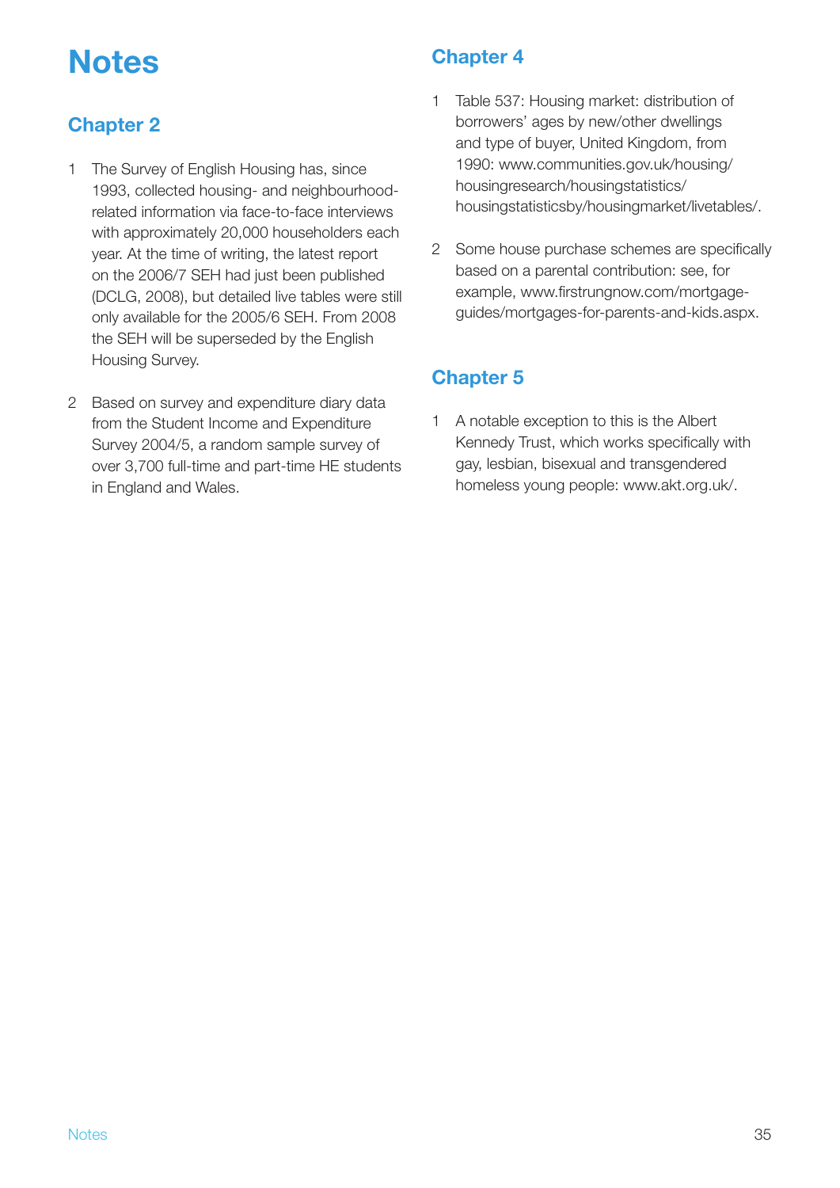# Notes

## Chapter 2

1. The Survey of English Housing has, since 1993, collected housing- and neighbourhood-related information via face-to-face interviews with approximately 20,000 householders each year. At the time of writing, the latest report on the 2006/7 SEH had just been published (DCLG, 2008), but detailed live tables were still only available for the 2005/6 SEH. From 2008 the SEH will be superseded by the English Housing Survey.

2. Based on survey and expenditure diary data from the Student Income and Expenditure Survey 2004/5, a random sample survey of over 3,700 full-time and part-time HE students in England and Wales.

## Chapter 4

1. Table 537: Housing market: distribution of borrowers' ages by new/other dwellings and type of buyer, United Kingdom, from 1990: www.communities.gov.uk/housing/housingresearch/housingstatistics/housingstatisticsby/housingmarket/livetables/.

2. Some house purchase schemes are specifically based on a parental contribution: see, for example, www.firstrungnow.com/mortgage-guides/mortgages-for-parents-and-kids.aspx.

## Chapter 5

1. A notable exception to this is the Albert Kennedy Trust, which works specifically with gay, lesbian, bisexual and transgendered homeless young people: www.akt.org.uk/.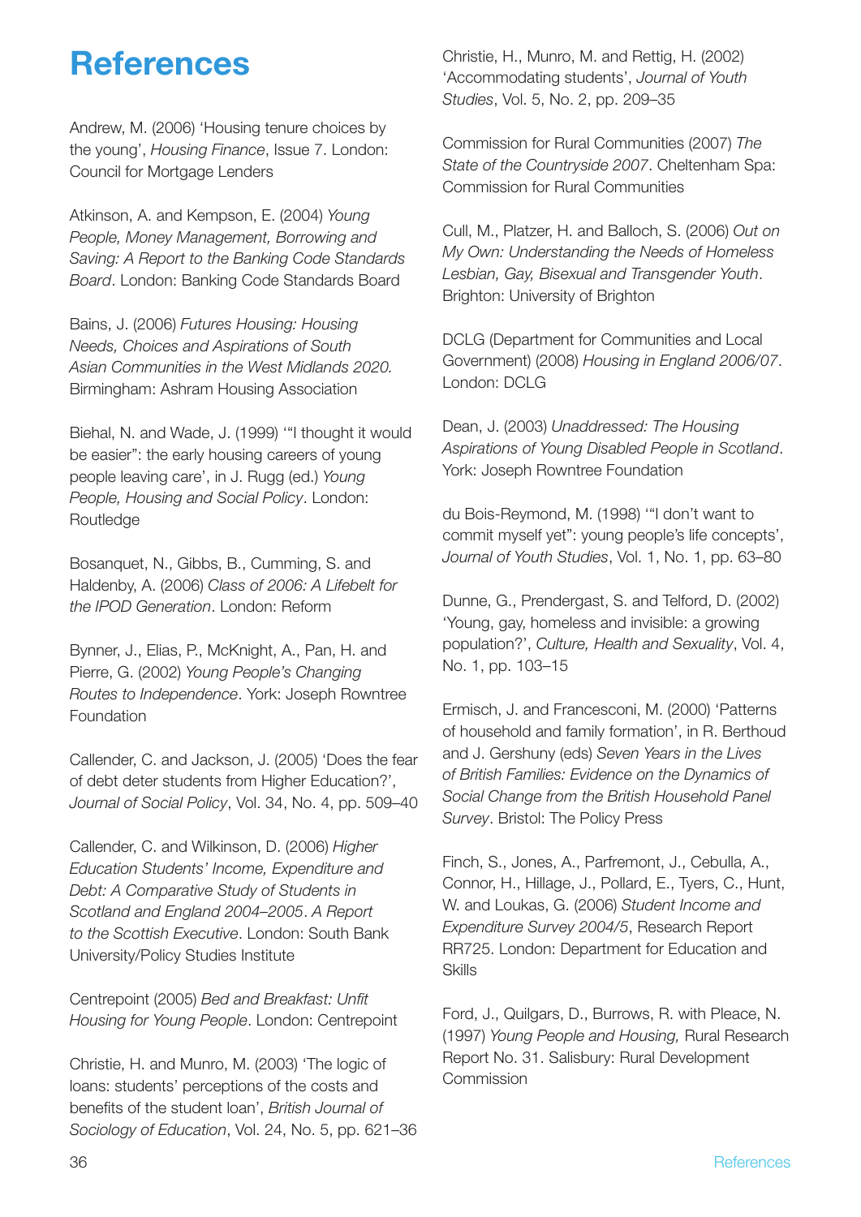# References

Andrew, M. (2006) 'Housing tenure choices by the young', *Housing Finance*, Issue 7. London: Council for Mortgage Lenders

Atkinson, A. and Kempson, E. (2004) *Young People, Money Management, Borrowing and Saving: A Report to the Banking Code Standards Board*. London: Banking Code Standards Board

Bains, J. (2006) *Futures Housing: Housing Needs, Choices and Aspirations of South Asian Communities in the West Midlands 2020*. Birmingham: Ashram Housing Association

Biehal, N. and Wade, J. (1999) '"I thought it would be easier": the early housing careers of young people leaving care', in J. Rugg (ed.) *Young People, Housing and Social Policy*. London: Routledge

Bosanquet, N., Gibbs, B., Cumming, S. and Haldenby, A. (2006) *Class of 2006: A Lifebelt for the IPOD Generation*. London: Reform

Bynner, J., Elias, P., McKnight, A., Pan, H. and Pierre, G. (2002) *Young People's Changing Routes to Independence*. York: Joseph Rowntree Foundation

Callender, C. and Jackson, J. (2005) 'Does the fear of debt deter students from Higher Education?', *Journal of Social Policy*, Vol. 34, No. 4, pp. 509–40

Callender, C. and Wilkinson, D. (2006) *Higher Education Students' Income, Expenditure and Debt: A Comparative Study of Students in Scotland and England 2004–2005. A Report to the Scottish Executive*. London: South Bank University/Policy Studies Institute

Centrepoint (2005) *Bed and Breakfast: Unfit Housing for Young People*. London: Centrepoint

Christie, H. and Munro, M. (2003) 'The logic of loans: students' perceptions of the costs and benefits of the student loan', *British Journal of Sociology of Education*, Vol. 24, No. 5, pp. 621–36

Christie, H., Munro, M. and Rettig, H. (2002) 'Accommodating students', *Journal of Youth Studies*, Vol. 5, No. 2, pp. 209–35

Commission for Rural Communities (2007) *The State of the Countryside 2007*. Cheltenham Spa: Commission for Rural Communities

Cull, M., Platzer, H. and Balloch, S. (2006) *Out on My Own: Understanding the Needs of Homeless Lesbian, Gay, Bisexual and Transgender Youth*. Brighton: University of Brighton

DCLG (Department for Communities and Local Government) (2008) *Housing in England 2006/07*. London: DCLG

Dean, J. (2003) *Unaddressed: The Housing Aspirations of Young Disabled People in Scotland*. York: Joseph Rowntree Foundation

du Bois-Reymond, M. (1998) '"I don't want to commit myself yet": young people's life concepts', *Journal of Youth Studies*, Vol. 1, No. 1, pp. 63–80

Dunne, G., Prendergast, S. and Telford, D. (2002) 'Young, gay, homeless and invisible: a growing population?', *Culture, Health and Sexuality*, Vol. 4, No. 1, pp. 103–15

Ermisch, J. and Francesconi, M. (2000) 'Patterns of household and family formation', in R. Berthoud and J. Gershuny (eds) *Seven Years in the Lives of British Families: Evidence on the Dynamics of Social Change from the British Household Panel Survey*. Bristol: The Policy Press

Finch, S., Jones, A., Parfremont, J., Cebulla, A., Connor, H., Hillage, J., Pollard, E., Tyers, C., Hunt, W. and Loukas, G. (2006) *Student Income and Expenditure Survey 2004/5*, Research Report RR725. London: Department for Education and Skills

Ford, J., Quilgars, D., Burrows, R. with Pleace, N. (1997) *Young People and Housing,* Rural Research Report No. 31. Salisbury: Rural Development Commission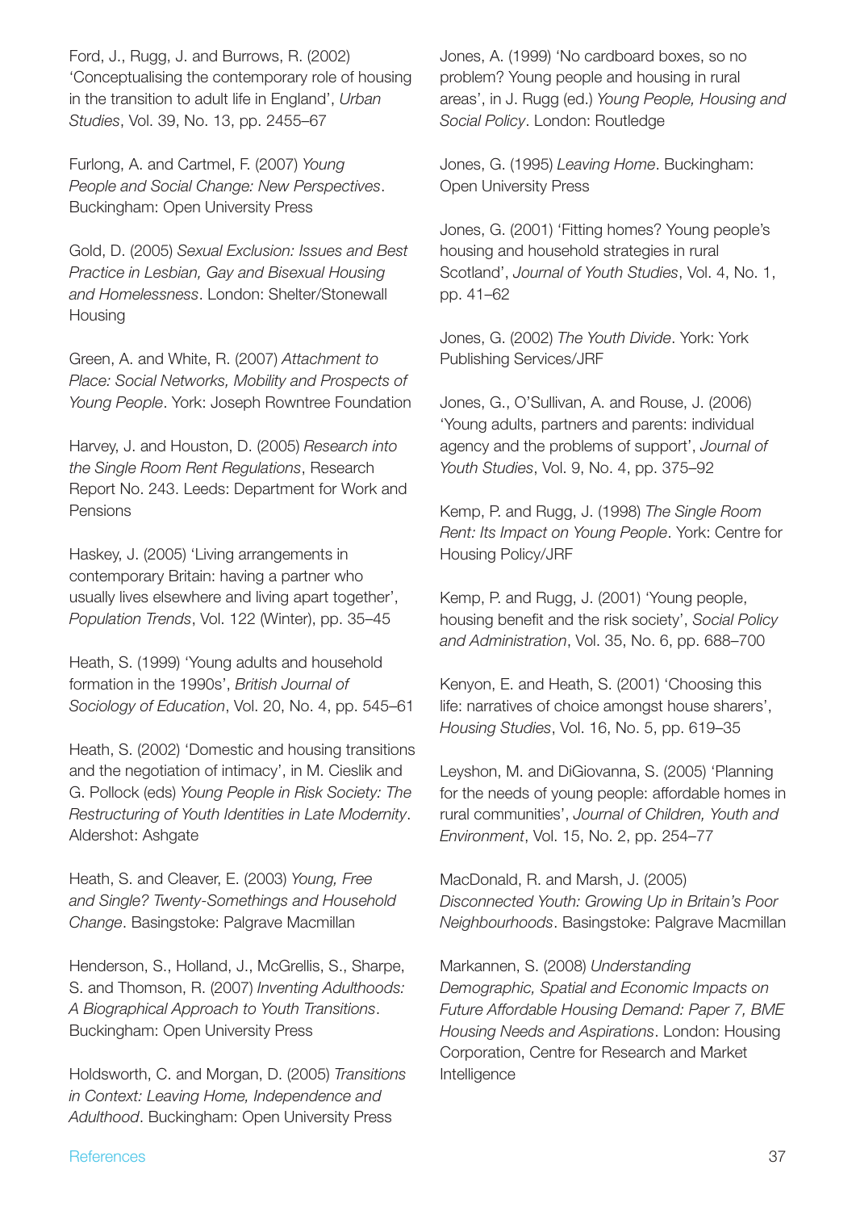Ford, J., Rugg, J. and Burrows, R. (2002) 'Conceptualising the contemporary role of housing in the transition to adult life in England', *Urban Studies*, Vol. 39, No. 13, pp. 2455–67

Furlong, A. and Cartmel, F. (2007) *Young People and Social Change: New Perspectives*. Buckingham: Open University Press

Gold, D. (2005) *Sexual Exclusion: Issues and Best Practice in Lesbian, Gay and Bisexual Housing and Homelessness*. London: Shelter/Stonewall Housing

Green, A. and White, R. (2007) *Attachment to Place: Social Networks, Mobility and Prospects of Young People*. York: Joseph Rowntree Foundation

Harvey, J. and Houston, D. (2005) *Research into the Single Room Rent Regulations*, Research Report No. 243. Leeds: Department for Work and Pensions

Haskey, J. (2005) 'Living arrangements in contemporary Britain: having a partner who usually lives elsewhere and living apart together', *Population Trends*, Vol. 122 (Winter), pp. 35–45

Heath, S. (1999) 'Young adults and household formation in the 1990s', *British Journal of Sociology of Education*, Vol. 20, No. 4, pp. 545–61

Heath, S. (2002) 'Domestic and housing transitions and the negotiation of intimacy', in M. Cieslik and G. Pollock (eds) *Young People in Risk Society: The Restructuring of Youth Identities in Late Modernity*. Aldershot: Ashgate

Heath, S. and Cleaver, E. (2003) *Young, Free and Single? Twenty-Somethings and Household Change*. Basingstoke: Palgrave Macmillan

Henderson, S., Holland, J., McGrellis, S., Sharpe, S. and Thomson, R. (2007) *Inventing Adulthoods: A Biographical Approach to Youth Transitions*. Buckingham: Open University Press

Holdsworth, C. and Morgan, D. (2005) *Transitions in Context: Leaving Home, Independence and Adulthood*. Buckingham: Open University Press

Jones, A. (1999) 'No cardboard boxes, so no problem? Young people and housing in rural areas', in J. Rugg (ed.) *Young People, Housing and Social Policy*. London: Routledge

Jones, G. (1995) *Leaving Home*. Buckingham: Open University Press

Jones, G. (2001) 'Fitting homes? Young people's housing and household strategies in rural Scotland', *Journal of Youth Studies*, Vol. 4, No. 1, pp. 41–62

Jones, G. (2002) *The Youth Divide*. York: York Publishing Services/JRF

Jones, G., O'Sullivan, A. and Rouse, J. (2006) 'Young adults, partners and parents: individual agency and the problems of support', *Journal of Youth Studies*, Vol. 9, No. 4, pp. 375–92

Kemp, P. and Rugg, J. (1998) *The Single Room Rent: Its Impact on Young People*. York: Centre for Housing Policy/JRF

Kemp, P. and Rugg, J. (2001) 'Young people, housing benefit and the risk society', *Social Policy and Administration*, Vol. 35, No. 6, pp. 688–700

Kenyon, E. and Heath, S. (2001) 'Choosing this life: narratives of choice amongst house sharers', *Housing Studies*, Vol. 16, No. 5, pp. 619–35

Leyshon, M. and DiGiovanna, S. (2005) 'Planning for the needs of young people: affordable homes in rural communities', *Journal of Children, Youth and Environment*, Vol. 15, No. 2, pp. 254–77

MacDonald, R. and Marsh, J. (2005) *Disconnected Youth: Growing Up in Britain's Poor Neighbourhoods*. Basingstoke: Palgrave Macmillan

Markannen, S. (2008) *Understanding Demographic, Spatial and Economic Impacts on Future Affordable Housing Demand: Paper 7, BME Housing Needs and Aspirations*. London: Housing Corporation, Centre for Research and Market Intelligence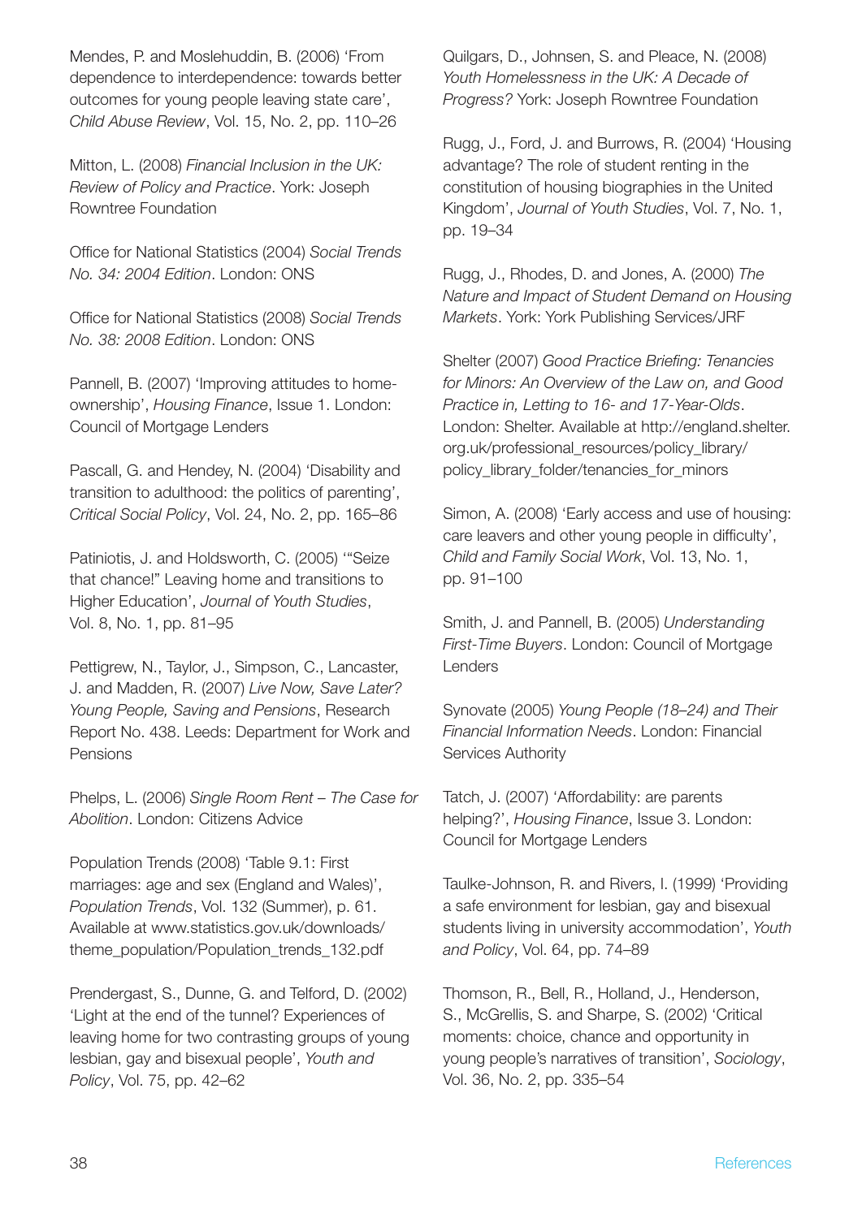Mendes, P. and Moslehuddin, B. (2006) 'From dependence to interdependence: towards better outcomes for young people leaving state care', *Child Abuse Review*, Vol. 15, No. 2, pp. 110–26

Mitton, L. (2008) *Financial Inclusion in the UK: Review of Policy and Practice*. York: Joseph Rowntree Foundation

Office for National Statistics (2004) *Social Trends No. 34: 2004 Edition*. London: ONS

Office for National Statistics (2008) *Social Trends No. 38: 2008 Edition*. London: ONS

Pannell, B. (2007) 'Improving attitudes to home-ownership', *Housing Finance*, Issue 1. London: Council of Mortgage Lenders

Pascall, G. and Hendey, N. (2004) 'Disability and transition to adulthood: the politics of parenting', *Critical Social Policy*, Vol. 24, No. 2, pp. 165–86

Patiniotis, J. and Holdsworth, C. (2005) '"Seize that chance!" Leaving home and transitions to Higher Education', *Journal of Youth Studies*, Vol. 8, No. 1, pp. 81–95

Pettigrew, N., Taylor, J., Simpson, C., Lancaster, J. and Madden, R. (2007) *Live Now, Save Later? Young People, Saving and Pensions*, Research Report No. 438. Leeds: Department for Work and Pensions

Phelps, L. (2006) *Single Room Rent – The Case for Abolition*. London: Citizens Advice

Population Trends (2008) 'Table 9.1: First marriages: age and sex (England and Wales)', *Population Trends*, Vol. 132 (Summer), p. 61. Available at www.statistics.gov.uk/downloads/theme_population/Population_trends_132.pdf

Prendergast, S., Dunne, G. and Telford, D. (2002) 'Light at the end of the tunnel? Experiences of leaving home for two contrasting groups of young lesbian, gay and bisexual people', *Youth and Policy*, Vol. 75, pp. 42–62

Quilgars, D., Johnsen, S. and Pleace, N. (2008) *Youth Homelessness in the UK: A Decade of Progress?* York: Joseph Rowntree Foundation

Rugg, J., Ford, J. and Burrows, R. (2004) 'Housing advantage? The role of student renting in the constitution of housing biographies in the United Kingdom', *Journal of Youth Studies*, Vol. 7, No. 1, pp. 19–34

Rugg, J., Rhodes, D. and Jones, A. (2000) *The Nature and Impact of Student Demand on Housing Markets*. York: York Publishing Services/JRF

Shelter (2007) *Good Practice Briefing: Tenancies for Minors: An Overview of the Law on, and Good Practice in, Letting to 16- and 17-Year-Olds*. London: Shelter. Available at http://england.shelter.org.uk/professional_resources/policy_library/policy_library_folder/tenancies_for_minors

Simon, A. (2008) 'Early access and use of housing: care leavers and other young people in difficulty', *Child and Family Social Work*, Vol. 13, No. 1, pp. 91–100

Smith, J. and Pannell, B. (2005) *Understanding First-Time Buyers*. London: Council of Mortgage Lenders

Synovate (2005) *Young People (18–24) and Their Financial Information Needs*. London: Financial Services Authority

Tatch, J. (2007) 'Affordability: are parents helping?', *Housing Finance*, Issue 3. London: Council for Mortgage Lenders

Taulke-Johnson, R. and Rivers, I. (1999) 'Providing a safe environment for lesbian, gay and bisexual students living in university accommodation', *Youth and Policy*, Vol. 64, pp. 74–89

Thomson, R., Bell, R., Holland, J., Henderson, S., McGrellis, S. and Sharpe, S. (2002) 'Critical moments: choice, chance and opportunity in young people's narratives of transition', *Sociology*, Vol. 36, No. 2, pp. 335–54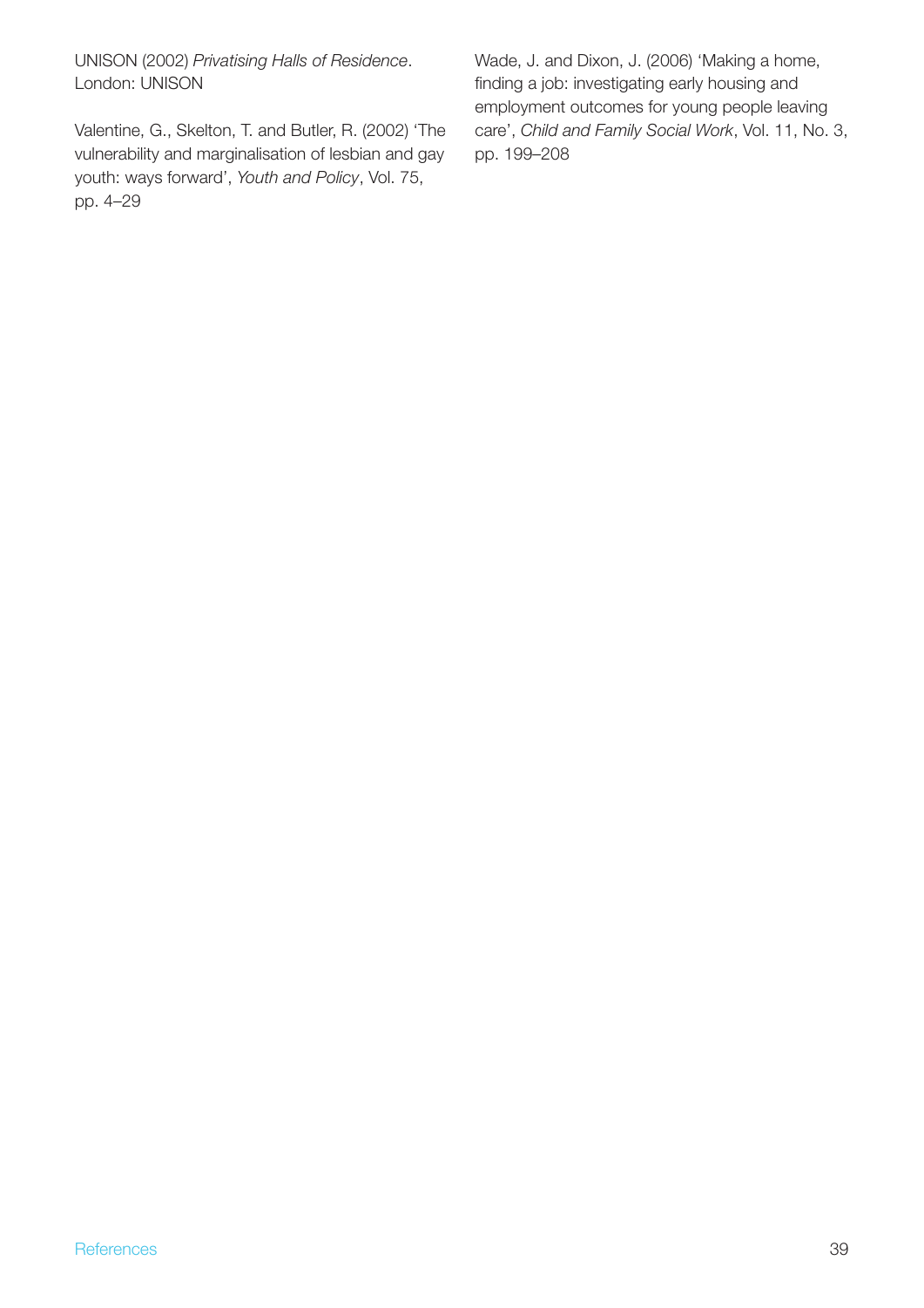UNISON (2002) *Privatising Halls of Residence*. London: UNISON

Valentine, G., Skelton, T. and Butler, R. (2002) 'The vulnerability and marginalisation of lesbian and gay youth: ways forward', *Youth and Policy*, Vol. 75, pp. 4–29

Wade, J. and Dixon, J. (2006) 'Making a home, finding a job: investigating early housing and employment outcomes for young people leaving care', *Child and Family Social Work*, Vol. 11, No. 3, pp. 199–208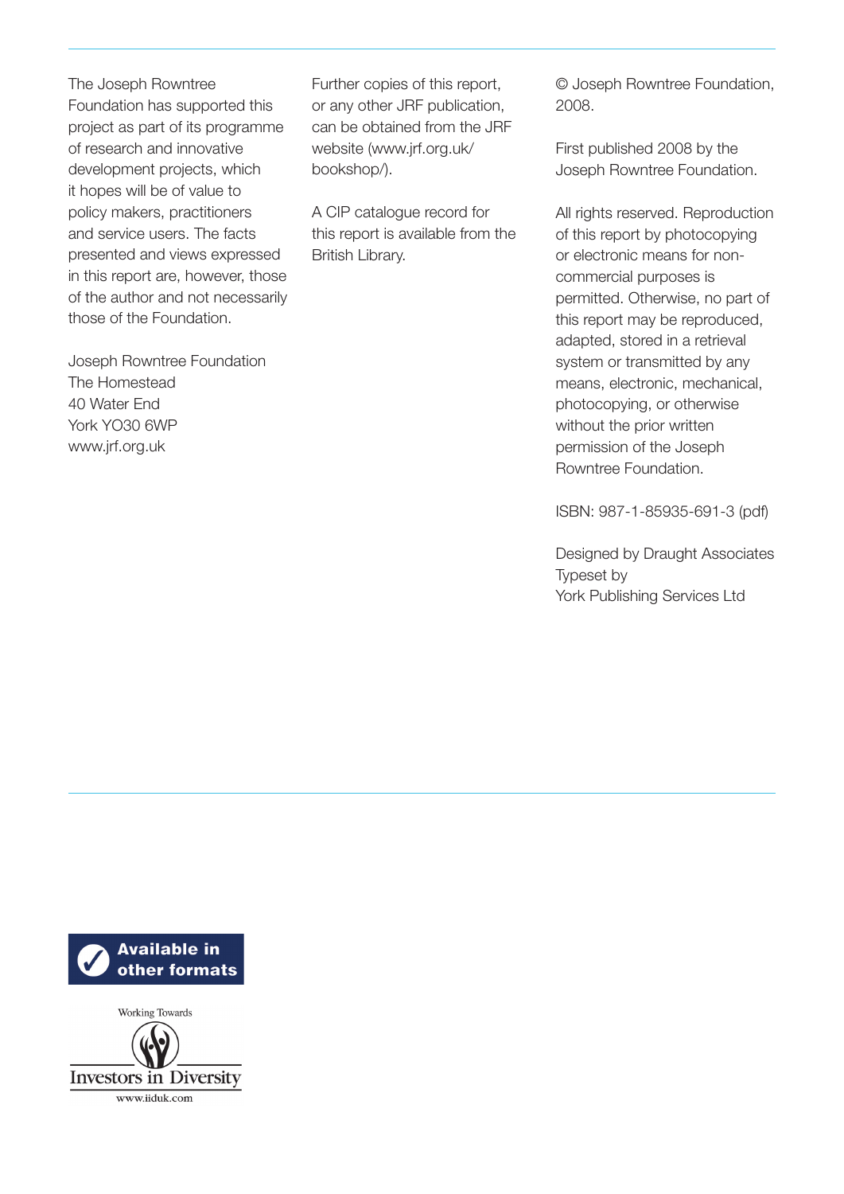The Joseph Rowntree Foundation has supported this project as part of its programme of research and innovative development projects, which it hopes will be of value to policy makers, practitioners and service users. The facts presented and views expressed in this report are, however, those of the author and not necessarily those of the Foundation.

Joseph Rowntree Foundation
The Homestead
40 Water End
York YO30 6WP
www.jrf.org.uk

Further copies of this report, or any other JRF publication, can be obtained from the JRF website (www.jrf.org.uk/bookshop/).

A CIP catalogue record for this report is available from the British Library.

© Joseph Rowntree Foundation, 2008.

First published 2008 by the Joseph Rowntree Foundation.

All rights reserved. Reproduction of this report by photocopying or electronic means for non-commercial purposes is permitted. Otherwise, no part of this report may be reproduced, adapted, stored in a retrieval system or transmitted by any means, electronic, mechanical, photocopying, or otherwise without the prior written permission of the Joseph Rowntree Foundation.

ISBN: 987-1-85935-691-3 (pdf)

Designed by Draught Associates
Typeset by
York Publishing Services Ltd

Available in other formats

Working Towards
Investors in Diversity
www.iiduk.com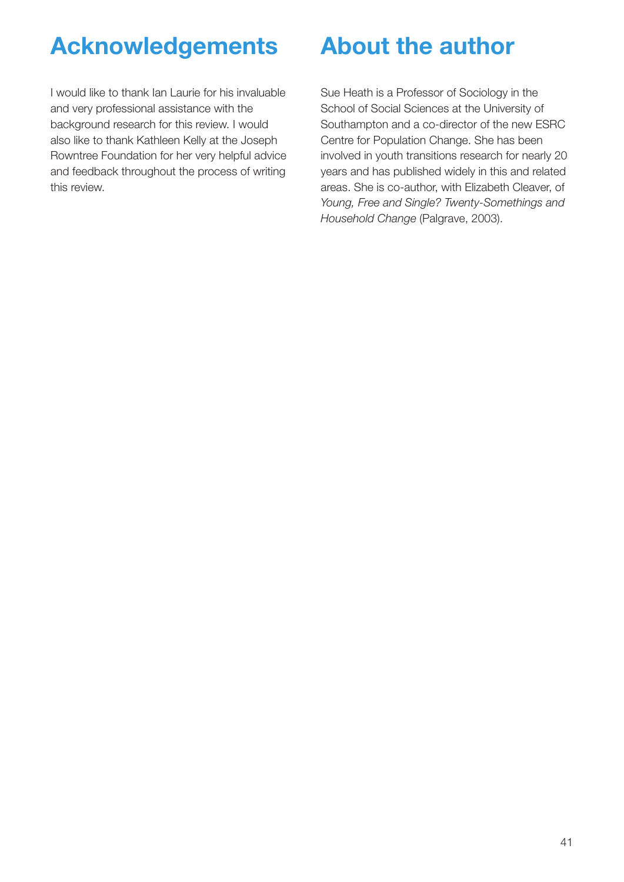# Acknowledgements

I would like to thank Ian Laurie for his invaluable and very professional assistance with the background research for this review. I would also like to thank Kathleen Kelly at the Joseph Rowntree Foundation for her very helpful advice and feedback throughout the process of writing this review.

# About the author

Sue Heath is a Professor of Sociology in the School of Social Sciences at the University of Southampton and a co-director of the new ESRC Centre for Population Change. She has been involved in youth transitions research for nearly 20 years and has published widely in this and related areas. She is co-author, with Elizabeth Cleaver, of *Young, Free and Single? Twenty-Somethings and Household Change* (Palgrave, 2003).